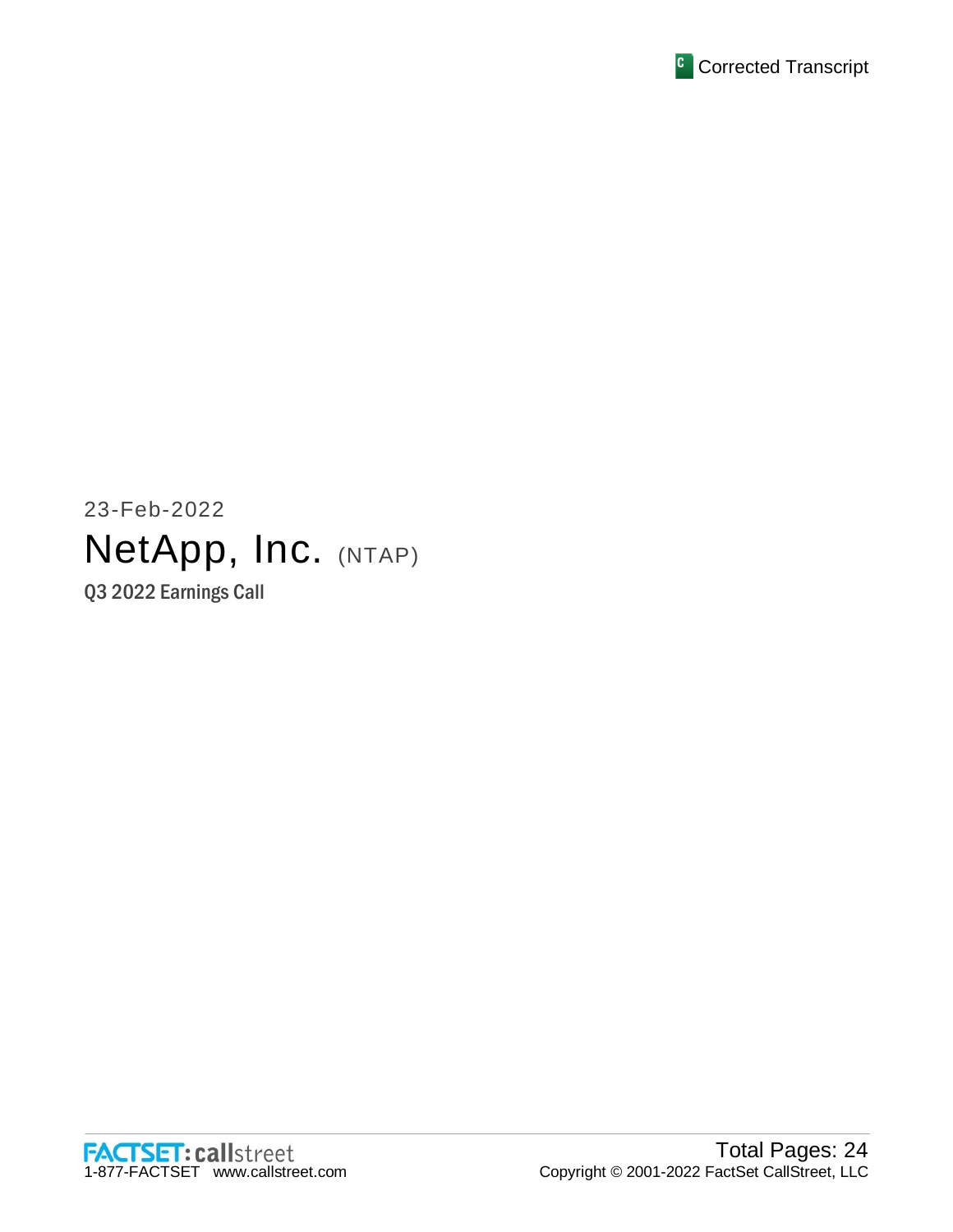Corrected Transcript

23-Feb-2022

# NetApp, Inc. (NTAP)

## Q3 2022 Earnings Call

FACTSET: callstreet
1-877-FACTSET www.callstreet.com

Total Pages: 24
Copyright © 2001-2022 FactSet CallStreet, LLC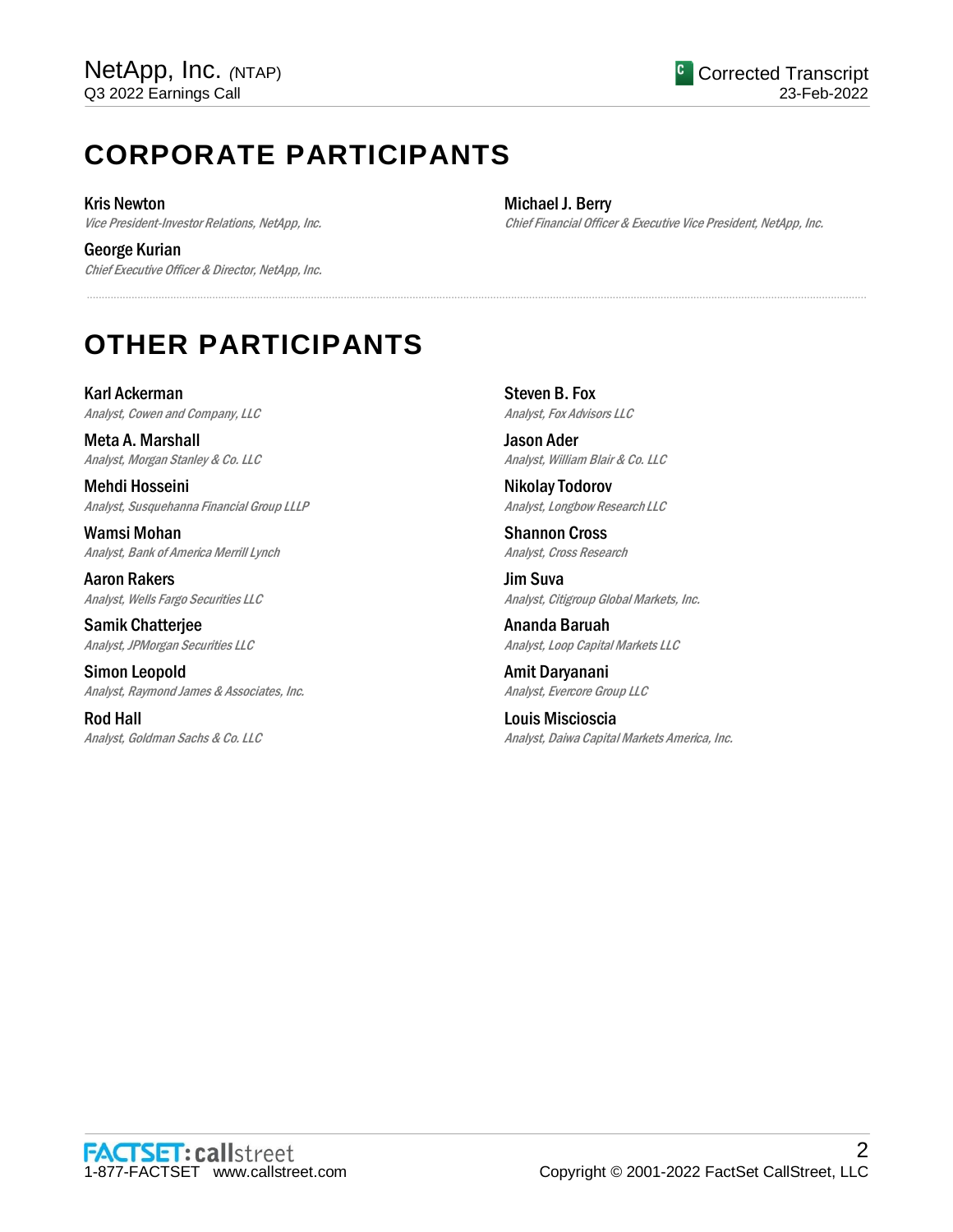# CORPORATE PARTICIPANTS

**Kris Newton**
*Vice President-Investor Relations, NetApp, Inc.*

**George Kurian**
*Chief Executive Officer & Director, NetApp, Inc.*

**Michael J. Berry**
*Chief Financial Officer & Executive Vice President, NetApp, Inc.*

# OTHER PARTICIPANTS

**Karl Ackerman**
*Analyst, Cowen and Company, LLC*

**Meta A. Marshall**
*Analyst, Morgan Stanley & Co. LLC*

**Mehdi Hosseini**
*Analyst, Susquehanna Financial Group LLLP*

**Wamsi Mohan**
*Analyst, Bank of America Merrill Lynch*

**Aaron Rakers**
*Analyst, Wells Fargo Securities LLC*

**Samik Chatterjee**
*Analyst, JPMorgan Securities LLC*

**Simon Leopold**
*Analyst, Raymond James & Associates, Inc.*

**Rod Hall**
*Analyst, Goldman Sachs & Co. LLC*

**Steven B. Fox**
*Analyst, Fox Advisors LLC*

**Jason Ader**
*Analyst, William Blair & Co. LLC*

**Nikolay Todorov**
*Analyst, Longbow Research LLC*

**Shannon Cross**
*Analyst, Cross Research*

**Jim Suva**
*Analyst, Citigroup Global Markets, Inc.*

**Ananda Baruah**
*Analyst, Loop Capital Markets LLC*

**Amit Daryanani**
*Analyst, Evercore Group LLC*

**Louis Miscioscia**
*Analyst, Daiwa Capital Markets America, Inc.*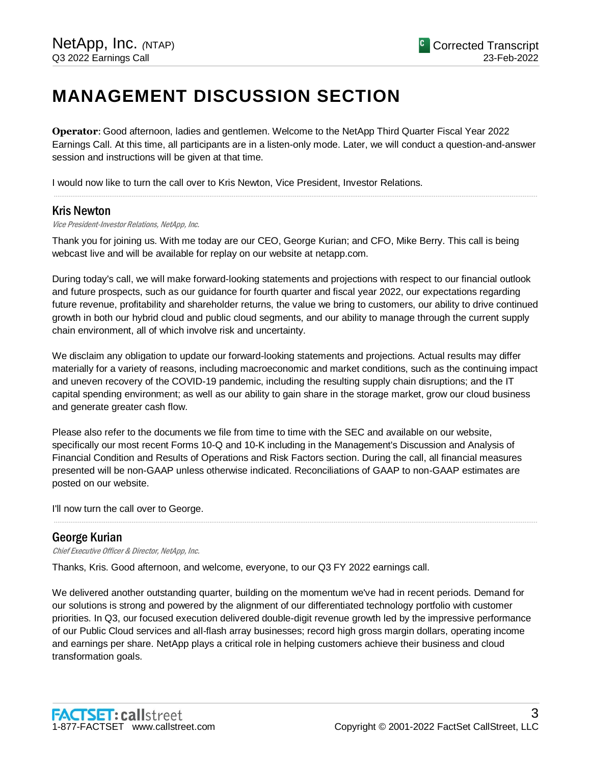# MANAGEMENT DISCUSSION SECTION

**Operator**: Good afternoon, ladies and gentlemen. Welcome to the NetApp Third Quarter Fiscal Year 2022 Earnings Call. At this time, all participants are in a listen-only mode. Later, we will conduct a question-and-answer session and instructions will be given at that time.

I would now like to turn the call over to Kris Newton, Vice President, Investor Relations.

---

## Kris Newton

*Vice President-Investor Relations, NetApp, Inc.*

Thank you for joining us. With me today are our CEO, George Kurian; and CFO, Mike Berry. This call is being webcast live and will be available for replay on our website at netapp.com.

During today's call, we will make forward-looking statements and projections with respect to our financial outlook and future prospects, such as our guidance for fourth quarter and fiscal year 2022, our expectations regarding future revenue, profitability and shareholder returns, the value we bring to customers, our ability to drive continued growth in both our hybrid cloud and public cloud segments, and our ability to manage through the current supply chain environment, all of which involve risk and uncertainty.

We disclaim any obligation to update our forward-looking statements and projections. Actual results may differ materially for a variety of reasons, including macroeconomic and market conditions, such as the continuing impact and uneven recovery of the COVID-19 pandemic, including the resulting supply chain disruptions; and the IT capital spending environment; as well as our ability to gain share in the storage market, grow our cloud business and generate greater cash flow.

Please also refer to the documents we file from time to time with the SEC and available on our website, specifically our most recent Forms 10-Q and 10-K including in the Management's Discussion and Analysis of Financial Condition and Results of Operations and Risk Factors section. During the call, all financial measures presented will be non-GAAP unless otherwise indicated. Reconciliations of GAAP to non-GAAP estimates are posted on our website.

I'll now turn the call over to George.

---

## George Kurian

*Chief Executive Officer & Director, NetApp, Inc.*

Thanks, Kris. Good afternoon, and welcome, everyone, to our Q3 FY 2022 earnings call.

We delivered another outstanding quarter, building on the momentum we've had in recent periods. Demand for our solutions is strong and powered by the alignment of our differentiated technology portfolio with customer priorities. In Q3, our focused execution delivered double-digit revenue growth led by the impressive performance of our Public Cloud services and all-flash array businesses; record high gross margin dollars, operating income and earnings per share. NetApp plays a critical role in helping customers achieve their business and cloud transformation goals.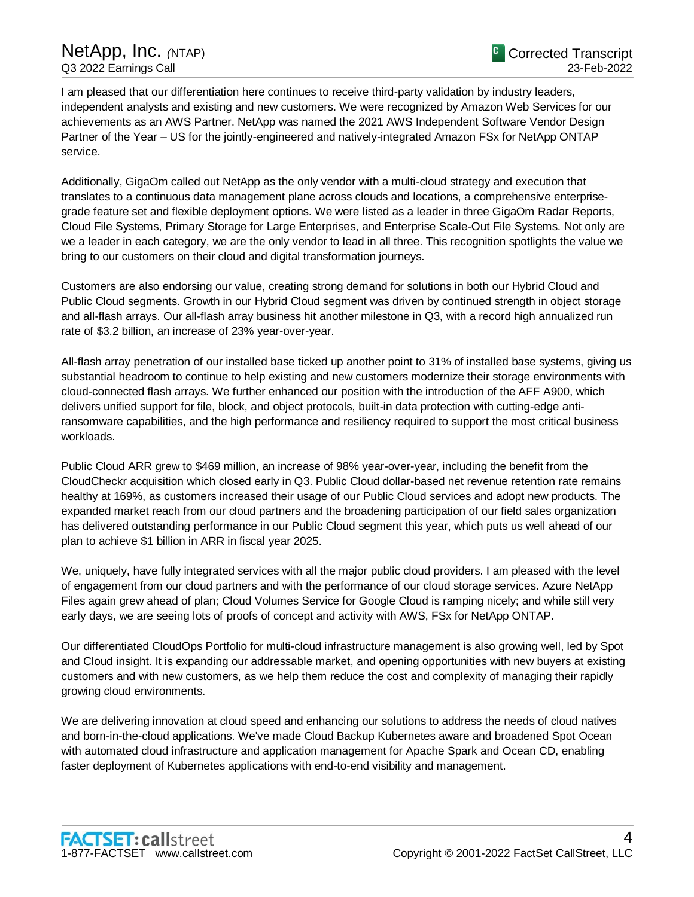I am pleased that our differentiation here continues to receive third-party validation by industry leaders, independent analysts and existing and new customers. We were recognized by Amazon Web Services for our achievements as an AWS Partner. NetApp was named the 2021 AWS Independent Software Vendor Design Partner of the Year – US for the jointly-engineered and natively-integrated Amazon FSx for NetApp ONTAP service.

Additionally, GigaOm called out NetApp as the only vendor with a multi-cloud strategy and execution that translates to a continuous data management plane across clouds and locations, a comprehensive enterprise-grade feature set and flexible deployment options. We were listed as a leader in three GigaOm Radar Reports, Cloud File Systems, Primary Storage for Large Enterprises, and Enterprise Scale-Out File Systems. Not only are we a leader in each category, we are the only vendor to lead in all three. This recognition spotlights the value we bring to our customers on their cloud and digital transformation journeys.

Customers are also endorsing our value, creating strong demand for solutions in both our Hybrid Cloud and Public Cloud segments. Growth in our Hybrid Cloud segment was driven by continued strength in object storage and all-flash arrays. Our all-flash array business hit another milestone in Q3, with a record high annualized run rate of $3.2 billion, an increase of 23% year-over-year.

All-flash array penetration of our installed base ticked up another point to 31% of installed base systems, giving us substantial headroom to continue to help existing and new customers modernize their storage environments with cloud-connected flash arrays. We further enhanced our position with the introduction of the AFF A900, which delivers unified support for file, block, and object protocols, built-in data protection with cutting-edge anti-ransomware capabilities, and the high performance and resiliency required to support the most critical business workloads.

Public Cloud ARR grew to $469 million, an increase of 98% year-over-year, including the benefit from the CloudCheckr acquisition which closed early in Q3. Public Cloud dollar-based net revenue retention rate remains healthy at 169%, as customers increased their usage of our Public Cloud services and adopt new products. The expanded market reach from our cloud partners and the broadening participation of our field sales organization has delivered outstanding performance in our Public Cloud segment this year, which puts us well ahead of our plan to achieve $1 billion in ARR in fiscal year 2025.

We, uniquely, have fully integrated services with all the major public cloud providers. I am pleased with the level of engagement from our cloud partners and with the performance of our cloud storage services. Azure NetApp Files again grew ahead of plan; Cloud Volumes Service for Google Cloud is ramping nicely; and while still very early days, we are seeing lots of proofs of concept and activity with AWS, FSx for NetApp ONTAP.

Our differentiated CloudOps Portfolio for multi-cloud infrastructure management is also growing well, led by Spot and Cloud insight. It is expanding our addressable market, and opening opportunities with new buyers at existing customers and with new customers, as we help them reduce the cost and complexity of managing their rapidly growing cloud environments.

We are delivering innovation at cloud speed and enhancing our solutions to address the needs of cloud natives and born-in-the-cloud applications. We've made Cloud Backup Kubernetes aware and broadened Spot Ocean with automated cloud infrastructure and application management for Apache Spark and Ocean CD, enabling faster deployment of Kubernetes applications with end-to-end visibility and management.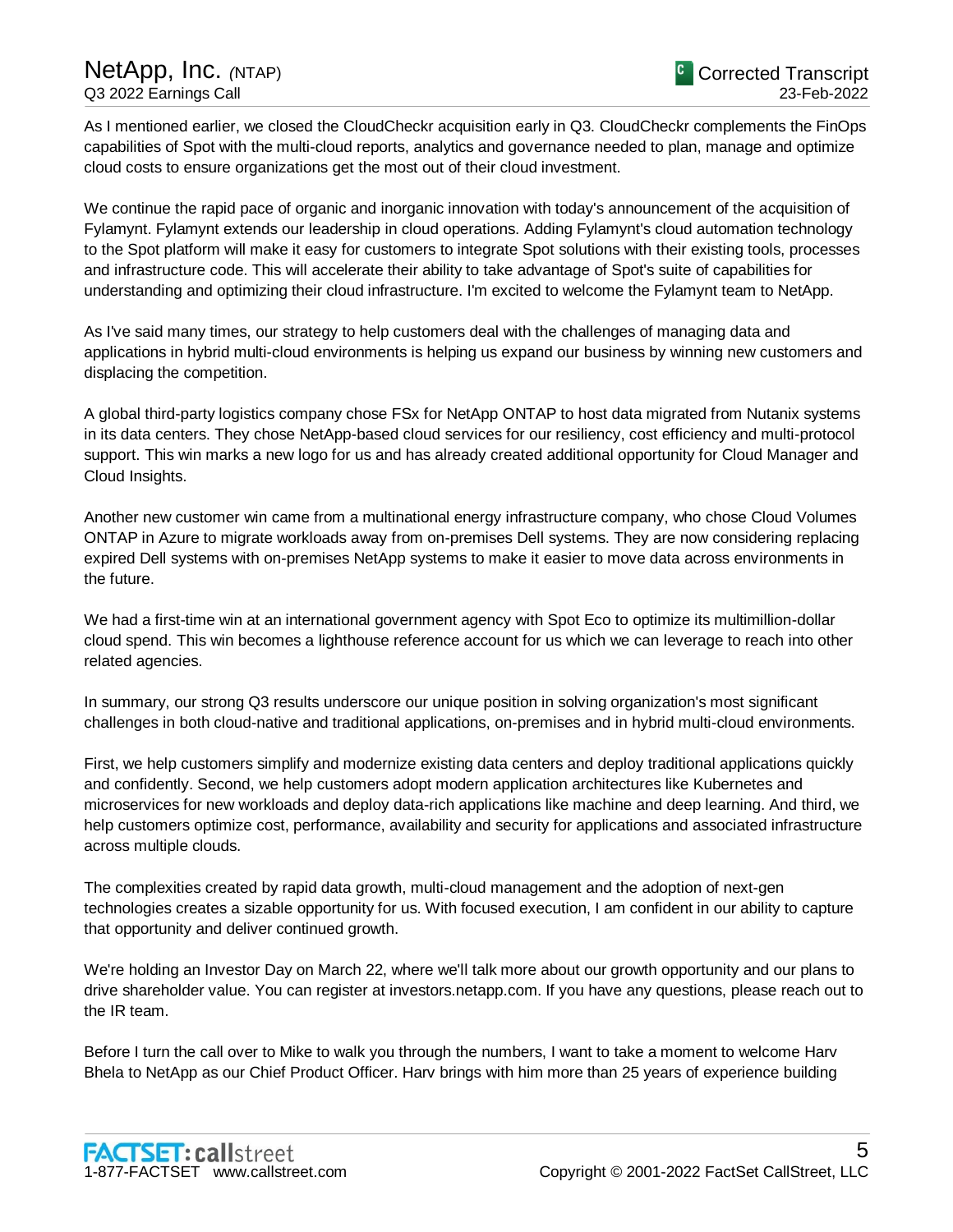As I mentioned earlier, we closed the CloudCheckr acquisition early in Q3. CloudCheckr complements the FinOps capabilities of Spot with the multi-cloud reports, analytics and governance needed to plan, manage and optimize cloud costs to ensure organizations get the most out of their cloud investment.

We continue the rapid pace of organic and inorganic innovation with today's announcement of the acquisition of Fylamynt. Fylamynt extends our leadership in cloud operations. Adding Fylamynt's cloud automation technology to the Spot platform will make it easy for customers to integrate Spot solutions with their existing tools, processes and infrastructure code. This will accelerate their ability to take advantage of Spot's suite of capabilities for understanding and optimizing their cloud infrastructure. I'm excited to welcome the Fylamynt team to NetApp.

As I've said many times, our strategy to help customers deal with the challenges of managing data and applications in hybrid multi-cloud environments is helping us expand our business by winning new customers and displacing the competition.

A global third-party logistics company chose FSx for NetApp ONTAP to host data migrated from Nutanix systems in its data centers. They chose NetApp-based cloud services for our resiliency, cost efficiency and multi-protocol support. This win marks a new logo for us and has already created additional opportunity for Cloud Manager and Cloud Insights.

Another new customer win came from a multinational energy infrastructure company, who chose Cloud Volumes ONTAP in Azure to migrate workloads away from on-premises Dell systems. They are now considering replacing expired Dell systems with on-premises NetApp systems to make it easier to move data across environments in the future.

We had a first-time win at an international government agency with Spot Eco to optimize its multimillion-dollar cloud spend. This win becomes a lighthouse reference account for us which we can leverage to reach into other related agencies.

In summary, our strong Q3 results underscore our unique position in solving organization's most significant challenges in both cloud-native and traditional applications, on-premises and in hybrid multi-cloud environments.

First, we help customers simplify and modernize existing data centers and deploy traditional applications quickly and confidently. Second, we help customers adopt modern application architectures like Kubernetes and microservices for new workloads and deploy data-rich applications like machine and deep learning. And third, we help customers optimize cost, performance, availability and security for applications and associated infrastructure across multiple clouds.

The complexities created by rapid data growth, multi-cloud management and the adoption of next-gen technologies creates a sizable opportunity for us. With focused execution, I am confident in our ability to capture that opportunity and deliver continued growth.

We're holding an Investor Day on March 22, where we'll talk more about our growth opportunity and our plans to drive shareholder value. You can register at investors.netapp.com. If you have any questions, please reach out to the IR team.

Before I turn the call over to Mike to walk you through the numbers, I want to take a moment to welcome Harv Bhela to NetApp as our Chief Product Officer. Harv brings with him more than 25 years of experience building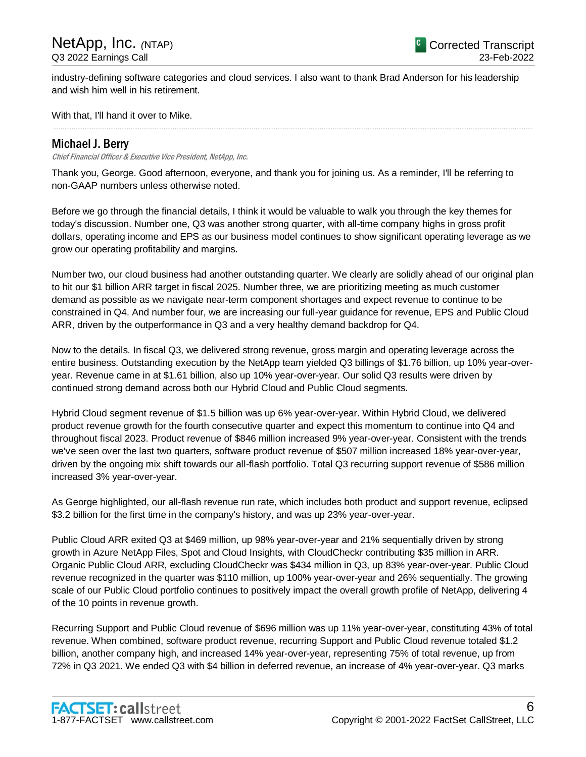industry-defining software categories and cloud services. I also want to thank Brad Anderson for his leadership and wish him well in his retirement.

With that, I'll hand it over to Mike.

## Michael J. Berry

*Chief Financial Officer & Executive Vice President, NetApp, Inc.*

Thank you, George. Good afternoon, everyone, and thank you for joining us. As a reminder, I'll be referring to non-GAAP numbers unless otherwise noted.

Before we go through the financial details, I think it would be valuable to walk you through the key themes for today's discussion. Number one, Q3 was another strong quarter, with all-time company highs in gross profit dollars, operating income and EPS as our business model continues to show significant operating leverage as we grow our operating profitability and margins.

Number two, our cloud business had another outstanding quarter. We clearly are solidly ahead of our original plan to hit our $1 billion ARR target in fiscal 2025. Number three, we are prioritizing meeting as much customer demand as possible as we navigate near-term component shortages and expect revenue to continue to be constrained in Q4. And number four, we are increasing our full-year guidance for revenue, EPS and Public Cloud ARR, driven by the outperformance in Q3 and a very healthy demand backdrop for Q4.

Now to the details. In fiscal Q3, we delivered strong revenue, gross margin and operating leverage across the entire business. Outstanding execution by the NetApp team yielded Q3 billings of $1.76 billion, up 10% year-over-year. Revenue came in at $1.61 billion, also up 10% year-over-year. Our solid Q3 results were driven by continued strong demand across both our Hybrid Cloud and Public Cloud segments.

Hybrid Cloud segment revenue of $1.5 billion was up 6% year-over-year. Within Hybrid Cloud, we delivered product revenue growth for the fourth consecutive quarter and expect this momentum to continue into Q4 and throughout fiscal 2023. Product revenue of $846 million increased 9% year-over-year. Consistent with the trends we've seen over the last two quarters, software product revenue of $507 million increased 18% year-over-year, driven by the ongoing mix shift towards our all-flash portfolio. Total Q3 recurring support revenue of $586 million increased 3% year-over-year.

As George highlighted, our all-flash revenue run rate, which includes both product and support revenue, eclipsed $3.2 billion for the first time in the company's history, and was up 23% year-over-year.

Public Cloud ARR exited Q3 at $469 million, up 98% year-over-year and 21% sequentially driven by strong growth in Azure NetApp Files, Spot and Cloud Insights, with CloudCheckr contributing $35 million in ARR. Organic Public Cloud ARR, excluding CloudCheckr was $434 million in Q3, up 83% year-over-year. Public Cloud revenue recognized in the quarter was $110 million, up 100% year-over-year and 26% sequentially. The growing scale of our Public Cloud portfolio continues to positively impact the overall growth profile of NetApp, delivering 4 of the 10 points in revenue growth.

Recurring Support and Public Cloud revenue of $696 million was up 11% year-over-year, constituting 43% of total revenue. When combined, software product revenue, recurring Support and Public Cloud revenue totaled $1.2 billion, another company high, and increased 14% year-over-year, representing 75% of total revenue, up from 72% in Q3 2021. We ended Q3 with $4 billion in deferred revenue, an increase of 4% year-over-year. Q3 marks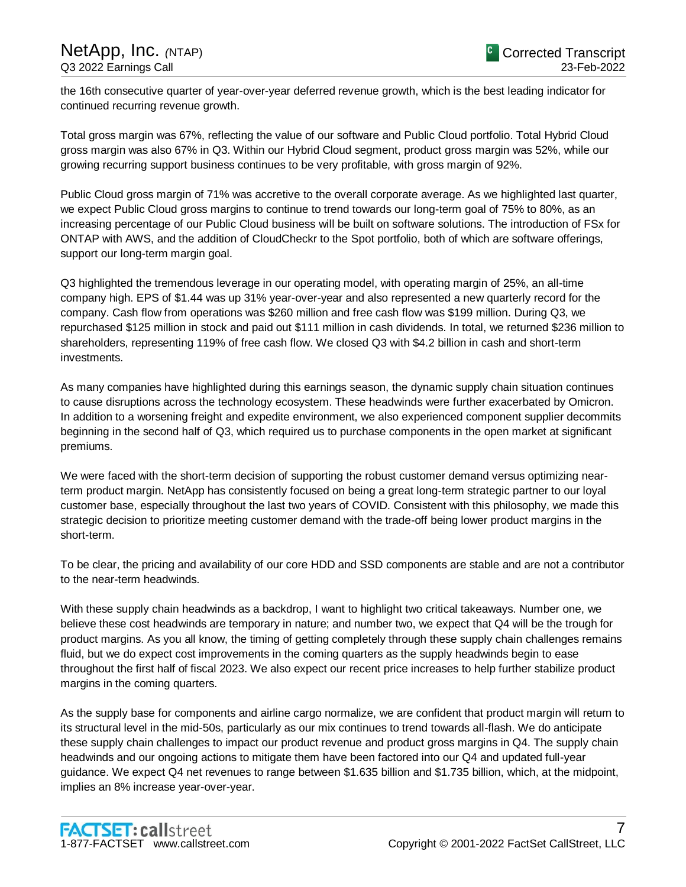the 16th consecutive quarter of year-over-year deferred revenue growth, which is the best leading indicator for continued recurring revenue growth.

Total gross margin was 67%, reflecting the value of our software and Public Cloud portfolio. Total Hybrid Cloud gross margin was also 67% in Q3. Within our Hybrid Cloud segment, product gross margin was 52%, while our growing recurring support business continues to be very profitable, with gross margin of 92%.

Public Cloud gross margin of 71% was accretive to the overall corporate average. As we highlighted last quarter, we expect Public Cloud gross margins to continue to trend towards our long-term goal of 75% to 80%, as an increasing percentage of our Public Cloud business will be built on software solutions. The introduction of FSx for ONTAP with AWS, and the addition of CloudCheckr to the Spot portfolio, both of which are software offerings, support our long-term margin goal.

Q3 highlighted the tremendous leverage in our operating model, with operating margin of 25%, an all-time company high. EPS of $1.44 was up 31% year-over-year and also represented a new quarterly record for the company. Cash flow from operations was $260 million and free cash flow was $199 million. During Q3, we repurchased $125 million in stock and paid out $111 million in cash dividends. In total, we returned $236 million to shareholders, representing 119% of free cash flow. We closed Q3 with $4.2 billion in cash and short-term investments.

As many companies have highlighted during this earnings season, the dynamic supply chain situation continues to cause disruptions across the technology ecosystem. These headwinds were further exacerbated by Omicron. In addition to a worsening freight and expedite environment, we also experienced component supplier decommits beginning in the second half of Q3, which required us to purchase components in the open market at significant premiums.

We were faced with the short-term decision of supporting the robust customer demand versus optimizing near-term product margin. NetApp has consistently focused on being a great long-term strategic partner to our loyal customer base, especially throughout the last two years of COVID. Consistent with this philosophy, we made this strategic decision to prioritize meeting customer demand with the trade-off being lower product margins in the short-term.

To be clear, the pricing and availability of our core HDD and SSD components are stable and are not a contributor to the near-term headwinds.

With these supply chain headwinds as a backdrop, I want to highlight two critical takeaways. Number one, we believe these cost headwinds are temporary in nature; and number two, we expect that Q4 will be the trough for product margins. As you all know, the timing of getting completely through these supply chain challenges remains fluid, but we do expect cost improvements in the coming quarters as the supply headwinds begin to ease throughout the first half of fiscal 2023. We also expect our recent price increases to help further stabilize product margins in the coming quarters.

As the supply base for components and airline cargo normalize, we are confident that product margin will return to its structural level in the mid-50s, particularly as our mix continues to trend towards all-flash. We do anticipate these supply chain challenges to impact our product revenue and product gross margins in Q4. The supply chain headwinds and our ongoing actions to mitigate them have been factored into our Q4 and updated full-year guidance. We expect Q4 net revenues to range between $1.635 billion and $1.735 billion, which, at the midpoint, implies an 8% increase year-over-year.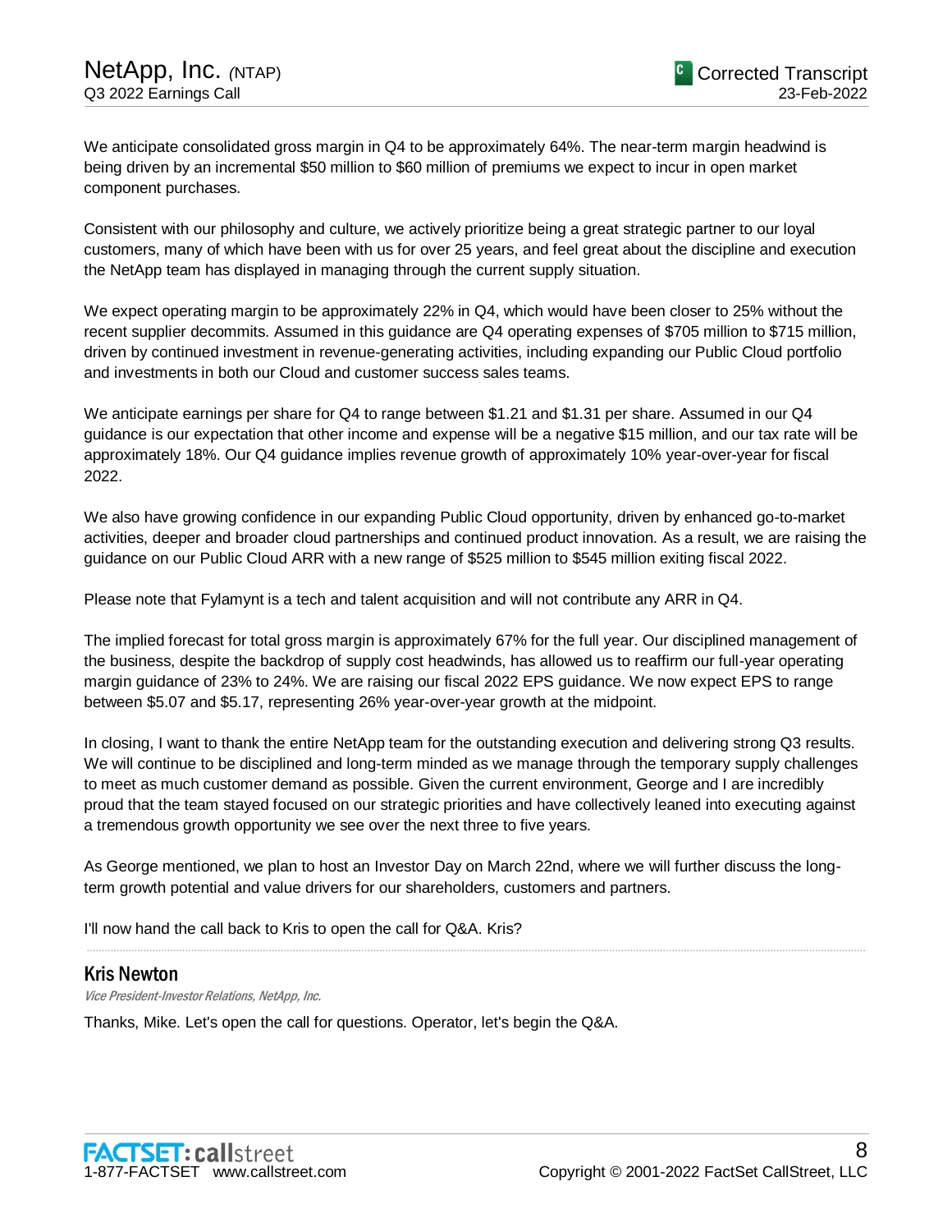We anticipate consolidated gross margin in Q4 to be approximately 64%. The near-term margin headwind is being driven by an incremental $50 million to $60 million of premiums we expect to incur in open market component purchases.

Consistent with our philosophy and culture, we actively prioritize being a great strategic partner to our loyal customers, many of which have been with us for over 25 years, and feel great about the discipline and execution the NetApp team has displayed in managing through the current supply situation.

We expect operating margin to be approximately 22% in Q4, which would have been closer to 25% without the recent supplier decommits. Assumed in this guidance are Q4 operating expenses of $705 million to $715 million, driven by continued investment in revenue-generating activities, including expanding our Public Cloud portfolio and investments in both our Cloud and customer success sales teams.

We anticipate earnings per share for Q4 to range between $1.21 and $1.31 per share. Assumed in our Q4 guidance is our expectation that other income and expense will be a negative $15 million, and our tax rate will be approximately 18%. Our Q4 guidance implies revenue growth of approximately 10% year-over-year for fiscal 2022.

We also have growing confidence in our expanding Public Cloud opportunity, driven by enhanced go-to-market activities, deeper and broader cloud partnerships and continued product innovation. As a result, we are raising the guidance on our Public Cloud ARR with a new range of $525 million to $545 million exiting fiscal 2022.

Please note that Fylamynt is a tech and talent acquisition and will not contribute any ARR in Q4.

The implied forecast for total gross margin is approximately 67% for the full year. Our disciplined management of the business, despite the backdrop of supply cost headwinds, has allowed us to reaffirm our full-year operating margin guidance of 23% to 24%. We are raising our fiscal 2022 EPS guidance. We now expect EPS to range between $5.07 and $5.17, representing 26% year-over-year growth at the midpoint.

In closing, I want to thank the entire NetApp team for the outstanding execution and delivering strong Q3 results. We will continue to be disciplined and long-term minded as we manage through the temporary supply challenges to meet as much customer demand as possible. Given the current environment, George and I are incredibly proud that the team stayed focused on our strategic priorities and have collectively leaned into executing against a tremendous growth opportunity we see over the next three to five years.

As George mentioned, we plan to host an Investor Day on March 22nd, where we will further discuss the long-term growth potential and value drivers for our shareholders, customers and partners.

I'll now hand the call back to Kris to open the call for Q&A. Kris?

---

## Kris Newton

*Vice President-Investor Relations, NetApp, Inc.*

Thanks, Mike. Let's open the call for questions. Operator, let's begin the Q&A.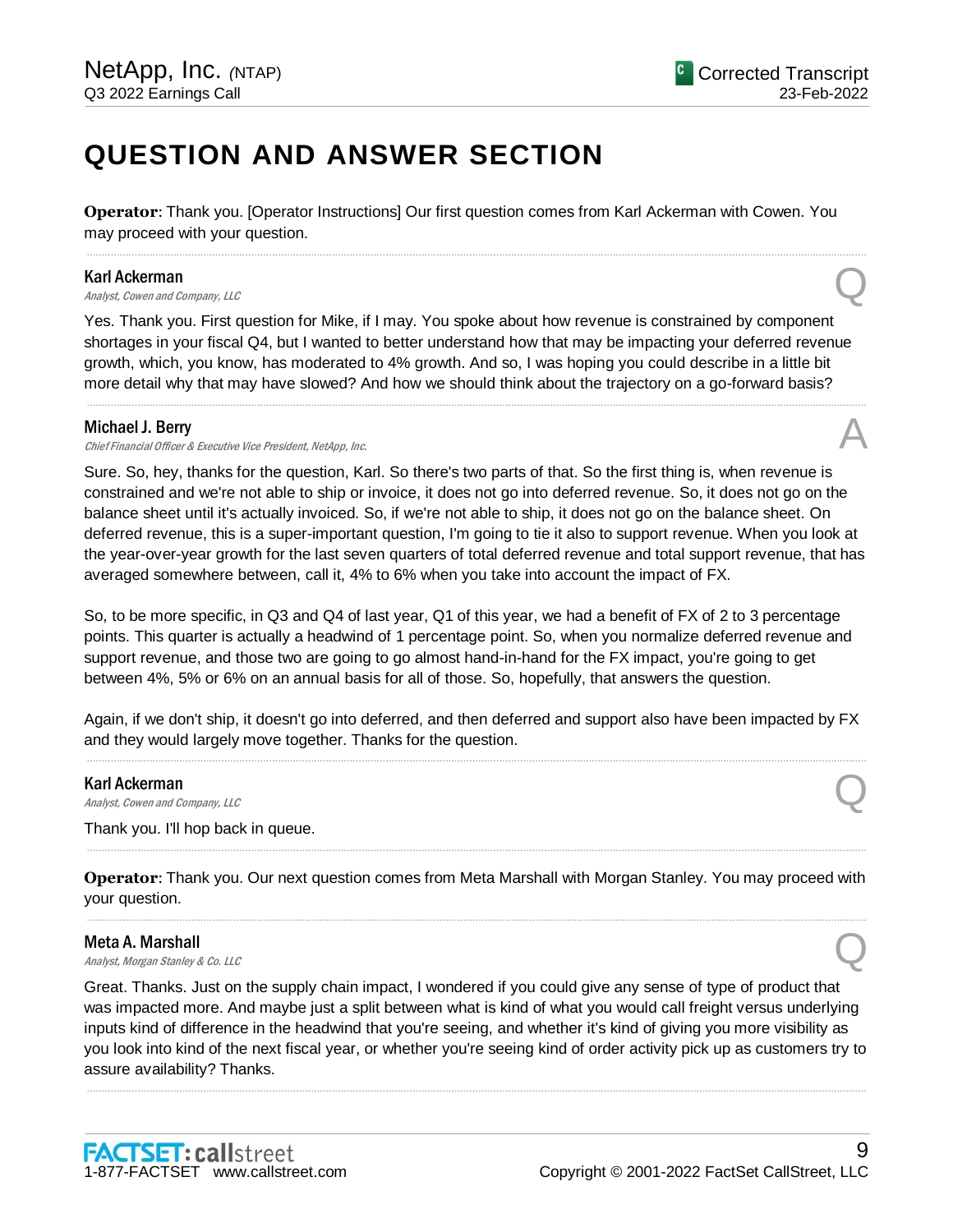# QUESTION AND ANSWER SECTION

**Operator**: Thank you. [Operator Instructions] Our first question comes from Karl Ackerman with Cowen. You may proceed with your question.

---

**Karl Ackerman**
*Analyst, Cowen and Company, LLC*

Q

Yes. Thank you. First question for Mike, if I may. You spoke about how revenue is constrained by component shortages in your fiscal Q4, but I wanted to better understand how that may be impacting your deferred revenue growth, which, you know, has moderated to 4% growth. And so, I was hoping you could describe in a little bit more detail why that may have slowed? And how we should think about the trajectory on a go-forward basis?

---

**Michael J. Berry**
*Chief Financial Officer & Executive Vice President, NetApp, Inc.*

A

Sure. So, hey, thanks for the question, Karl. So there's two parts of that. So the first thing is, when revenue is constrained and we're not able to ship or invoice, it does not go into deferred revenue. So, it does not go on the balance sheet until it's actually invoiced. So, if we're not able to ship, it does not go on the balance sheet. On deferred revenue, this is a super-important question, I'm going to tie it also to support revenue. When you look at the year-over-year growth for the last seven quarters of total deferred revenue and total support revenue, that has averaged somewhere between, call it, 4% to 6% when you take into account the impact of FX.

So, to be more specific, in Q3 and Q4 of last year, Q1 of this year, we had a benefit of FX of 2 to 3 percentage points. This quarter is actually a headwind of 1 percentage point. So, when you normalize deferred revenue and support revenue, and those two are going to go almost hand-in-hand for the FX impact, you're going to get between 4%, 5% or 6% on an annual basis for all of those. So, hopefully, that answers the question.

Again, if we don't ship, it doesn't go into deferred, and then deferred and support also have been impacted by FX and they would largely move together. Thanks for the question.

---

**Karl Ackerman**
*Analyst, Cowen and Company, LLC*

Q

Thank you. I'll hop back in queue.

---

**Operator**: Thank you. Our next question comes from Meta Marshall with Morgan Stanley. You may proceed with your question.

---

**Meta A. Marshall**
*Analyst, Morgan Stanley & Co. LLC*

Q

Great. Thanks. Just on the supply chain impact, I wondered if you could give any sense of type of product that was impacted more. And maybe just a split between what is kind of what you would call freight versus underlying inputs kind of difference in the headwind that you're seeing, and whether it's kind of giving you more visibility as you look into kind of the next fiscal year, or whether you're seeing kind of order activity pick up as customers try to assure availability? Thanks.

---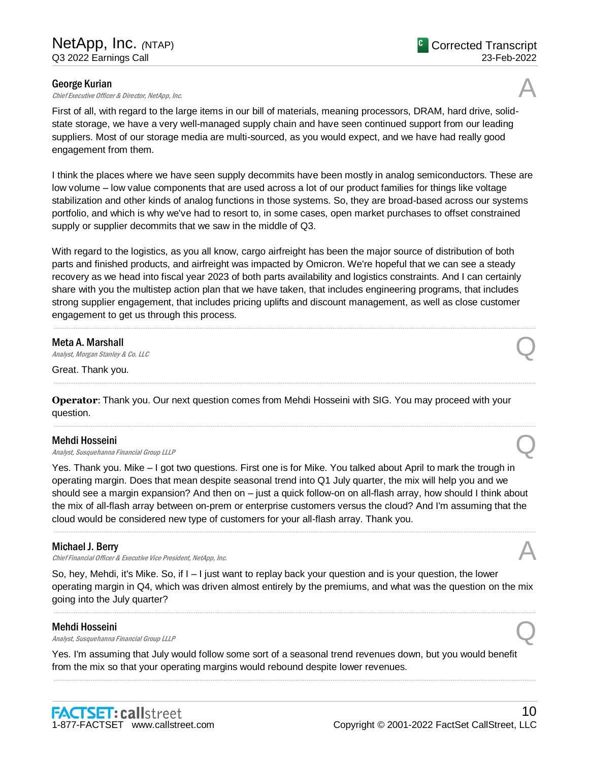**George Kurian**
*Chief Executive Officer & Director, NetApp, Inc.*

A

First of all, with regard to the large items in our bill of materials, meaning processors, DRAM, hard drive, solid-state storage, we have a very well-managed supply chain and have seen continued support from our leading suppliers. Most of our storage media are multi-sourced, as you would expect, and we have had really good engagement from them.

I think the places where we have seen supply decommits have been mostly in analog semiconductors. These are low volume – low value components that are used across a lot of our product families for things like voltage stabilization and other kinds of analog functions in those systems. So, they are broad-based across our systems portfolio, and which is why we've had to resort to, in some cases, open market purchases to offset constrained supply or supplier decommits that we saw in the middle of Q3.

With regard to the logistics, as you all know, cargo airfreight has been the major source of distribution of both parts and finished products, and airfreight was impacted by Omicron. We're hopeful that we can see a steady recovery as we head into fiscal year 2023 of both parts availability and logistics constraints. And I can certainly share with you the multistep action plan that we have taken, that includes engineering programs, that includes strong supplier engagement, that includes pricing uplifts and discount management, as well as close customer engagement to get us through this process.

---

**Meta A. Marshall**
*Analyst, Morgan Stanley & Co. LLC*

Q

Great. Thank you.

---

**Operator**: Thank you. Our next question comes from Mehdi Hosseini with SIG. You may proceed with your question.

---

**Mehdi Hosseini**
*Analyst, Susquehanna Financial Group LLLP*

Q

Yes. Thank you. Mike – I got two questions. First one is for Mike. You talked about April to mark the trough in operating margin. Does that mean despite seasonal trend into Q1 July quarter, the mix will help you and we should see a margin expansion? And then on – just a quick follow-on on all-flash array, how should I think about the mix of all-flash array between on-prem or enterprise customers versus the cloud? And I'm assuming that the cloud would be considered new type of customers for your all-flash array. Thank you.

---

**Michael J. Berry**
*Chief Financial Officer & Executive Vice President, NetApp, Inc.*

A

So, hey, Mehdi, it's Mike. So, if I – I just want to replay back your question and is your question, the lower operating margin in Q4, which was driven almost entirely by the premiums, and what was the question on the mix going into the July quarter?

---

**Mehdi Hosseini**
*Analyst, Susquehanna Financial Group LLLP*

Q

Yes. I'm assuming that July would follow some sort of a seasonal trend revenues down, but you would benefit from the mix so that your operating margins would rebound despite lower revenues.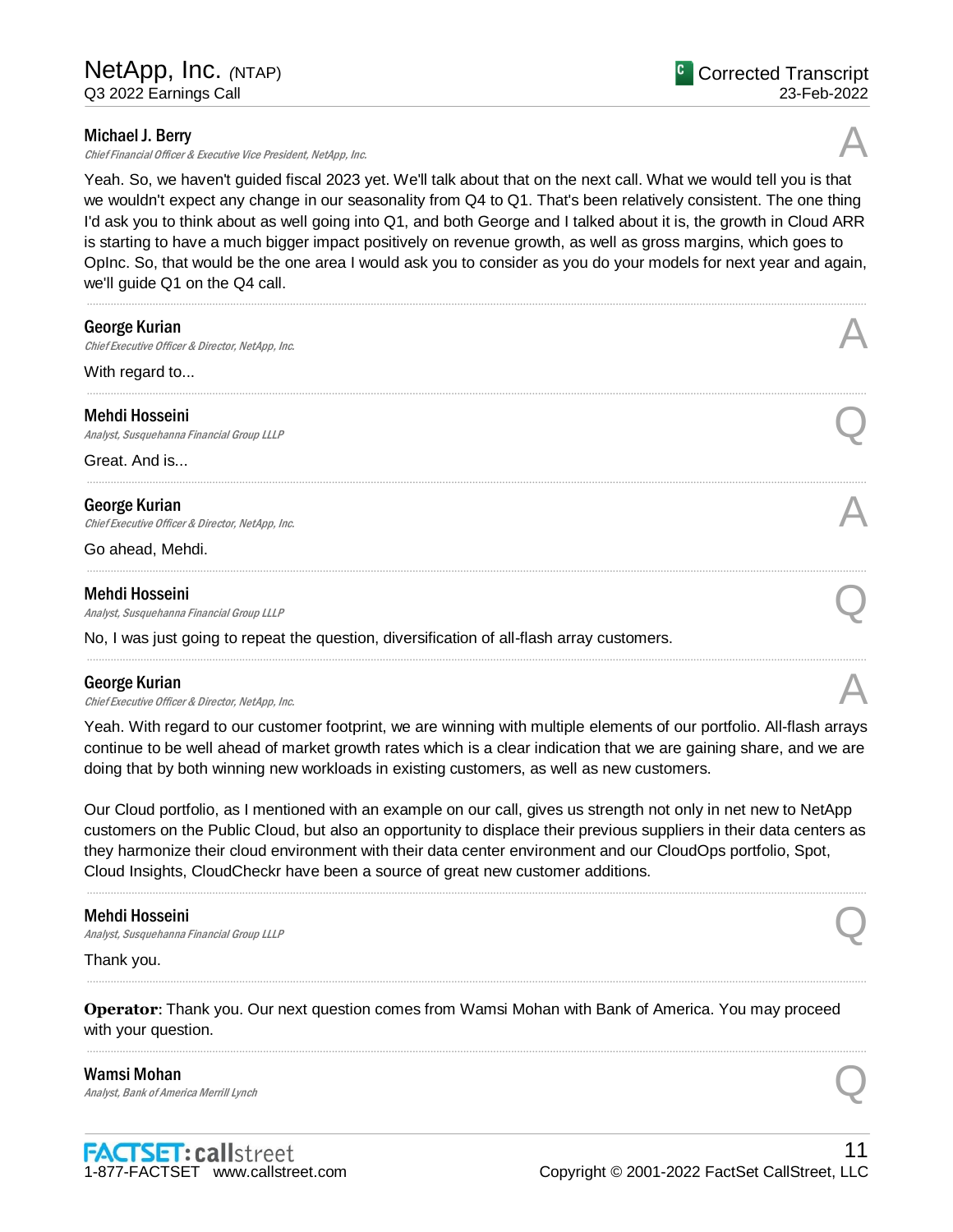**Michael J. Berry**
*Chief Financial Officer & Executive Vice President, NetApp, Inc.*

A

Yeah. So, we haven't guided fiscal 2023 yet. We'll talk about that on the next call. What we would tell you is that we wouldn't expect any change in our seasonality from Q4 to Q1. That's been relatively consistent. The one thing I'd ask you to think about as well going into Q1, and both George and I talked about it is, the growth in Cloud ARR is starting to have a much bigger impact positively on revenue growth, as well as gross margins, which goes to OpInc. So, that would be the one area I would ask you to consider as you do your models for next year and again, we'll guide Q1 on the Q4 call.

---

**George Kurian**
*Chief Executive Officer & Director, NetApp, Inc.*

A

With regard to...

---

**Mehdi Hosseini**
*Analyst, Susquehanna Financial Group LLLP*

Q

Great. And is...

---

**George Kurian**
*Chief Executive Officer & Director, NetApp, Inc.*

A

Go ahead, Mehdi.

---

**Mehdi Hosseini**
*Analyst, Susquehanna Financial Group LLLP*

Q

No, I was just going to repeat the question, diversification of all-flash array customers.

---

**George Kurian**
*Chief Executive Officer & Director, NetApp, Inc.*

A

Yeah. With regard to our customer footprint, we are winning with multiple elements of our portfolio. All-flash arrays continue to be well ahead of market growth rates which is a clear indication that we are gaining share, and we are doing that by both winning new workloads in existing customers, as well as new customers.

Our Cloud portfolio, as I mentioned with an example on our call, gives us strength not only in net new to NetApp customers on the Public Cloud, but also an opportunity to displace their previous suppliers in their data centers as they harmonize their cloud environment with their data center environment and our CloudOps portfolio, Spot, Cloud Insights, CloudCheckr have been a source of great new customer additions.

---

**Mehdi Hosseini**
*Analyst, Susquehanna Financial Group LLLP*

Q

Thank you.

---

**Operator**: Thank you. Our next question comes from Wamsi Mohan with Bank of America. You may proceed with your question.

---

**Wamsi Mohan**
*Analyst, Bank of America Merrill Lynch*

Q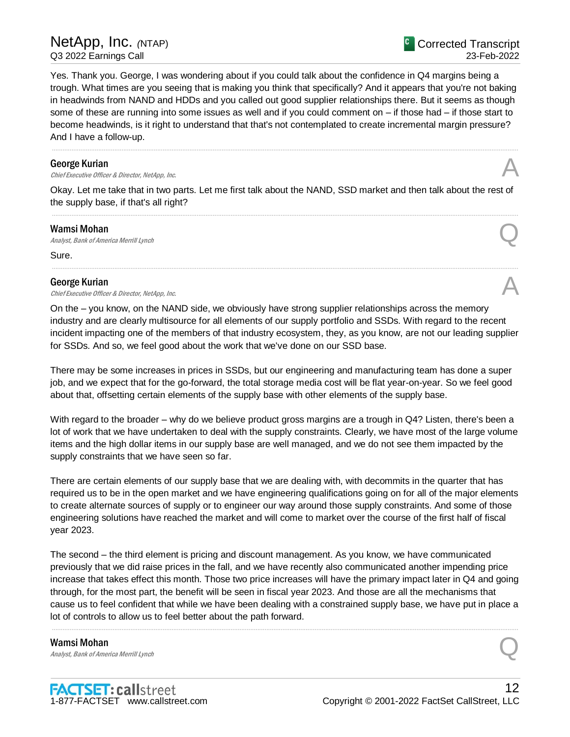Yes. Thank you. George, I was wondering about if you could talk about the confidence in Q4 margins being a trough. What times are you seeing that is making you think that specifically? And it appears that you're not baking in headwinds from NAND and HDDs and you called out good supplier relationships there. But it seems as though some of these are running into some issues as well and if you could comment on – if those had – if those start to become headwinds, is it right to understand that that's not contemplated to create incremental margin pressure? And I have a follow-up.

---

**George Kurian**
*Chief Executive Officer & Director, NetApp, Inc.* **A**

Okay. Let me take that in two parts. Let me first talk about the NAND, SSD market and then talk about the rest of the supply base, if that's all right?

---

**Wamsi Mohan**
*Analyst, Bank of America Merrill Lynch* **Q**

Sure.

---

**George Kurian**
*Chief Executive Officer & Director, NetApp, Inc.* **A**

On the – you know, on the NAND side, we obviously have strong supplier relationships across the memory industry and are clearly multisource for all elements of our supply portfolio and SSDs. With regard to the recent incident impacting one of the members of that industry ecosystem, they, as you know, are not our leading supplier for SSDs. And so, we feel good about the work that we've done on our SSD base.

There may be some increases in prices in SSDs, but our engineering and manufacturing team has done a super job, and we expect that for the go-forward, the total storage media cost will be flat year-on-year. So we feel good about that, offsetting certain elements of the supply base with other elements of the supply base.

With regard to the broader – why do we believe product gross margins are a trough in Q4? Listen, there's been a lot of work that we have undertaken to deal with the supply constraints. Clearly, we have most of the large volume items and the high dollar items in our supply base are well managed, and we do not see them impacted by the supply constraints that we have seen so far.

There are certain elements of our supply base that we are dealing with, with decommits in the quarter that has required us to be in the open market and we have engineering qualifications going on for all of the major elements to create alternate sources of supply or to engineer our way around those supply constraints. And some of those engineering solutions have reached the market and will come to market over the course of the first half of fiscal year 2023.

The second – the third element is pricing and discount management. As you know, we have communicated previously that we did raise prices in the fall, and we have recently also communicated another impending price increase that takes effect this month. Those two price increases will have the primary impact later in Q4 and going through, for the most part, the benefit will be seen in fiscal year 2023. And those are all the mechanisms that cause us to feel confident that while we have been dealing with a constrained supply base, we have put in place a lot of controls to allow us to feel better about the path forward.

---

**Wamsi Mohan**
*Analyst, Bank of America Merrill Lynch* **Q**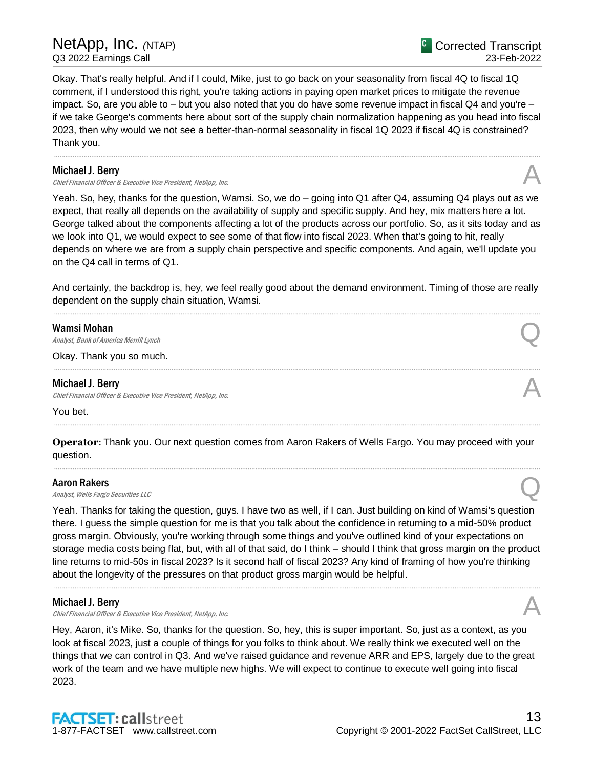Okay. That's really helpful. And if I could, Mike, just to go back on your seasonality from fiscal 4Q to fiscal 1Q comment, if I understood this right, you're taking actions in paying open market prices to mitigate the revenue impact. So, are you able to – but you also noted that you do have some revenue impact in fiscal Q4 and you're – if we take George's comments here about sort of the supply chain normalization happening as you head into fiscal 2023, then why would we not see a better-than-normal seasonality in fiscal 1Q 2023 if fiscal 4Q is constrained? Thank you.

---

**Michael J. Berry**
*Chief Financial Officer & Executive Vice President, NetApp, Inc.*

A

Yeah. So, hey, thanks for the question, Wamsi. So, we do – going into Q1 after Q4, assuming Q4 plays out as we expect, that really all depends on the availability of supply and specific supply. And hey, mix matters here a lot. George talked about the components affecting a lot of the products across our portfolio. So, as it sits today and as we look into Q1, we would expect to see some of that flow into fiscal 2023. When that's going to hit, really depends on where we are from a supply chain perspective and specific components. And again, we'll update you on the Q4 call in terms of Q1.

And certainly, the backdrop is, hey, we feel really good about the demand environment. Timing of those are really dependent on the supply chain situation, Wamsi.

---

**Wamsi Mohan**
*Analyst, Bank of America Merrill Lynch*

Q

Okay. Thank you so much.

---

**Michael J. Berry**
*Chief Financial Officer & Executive Vice President, NetApp, Inc.*

A

You bet.

---

**Operator**: Thank you. Our next question comes from Aaron Rakers of Wells Fargo. You may proceed with your question.

---

**Aaron Rakers**
*Analyst, Wells Fargo Securities LLC*

Q

Yeah. Thanks for taking the question, guys. I have two as well, if I can. Just building on kind of Wamsi's question there. I guess the simple question for me is that you talk about the confidence in returning to a mid-50% product gross margin. Obviously, you're working through some things and you've outlined kind of your expectations on storage media costs being flat, but, with all of that said, do I think – should I think that gross margin on the product line returns to mid-50s in fiscal 2023? Is it second half of fiscal 2023? Any kind of framing of how you're thinking about the longevity of the pressures on that product gross margin would be helpful.

---

**Michael J. Berry**
*Chief Financial Officer & Executive Vice President, NetApp, Inc.*

A

Hey, Aaron, it's Mike. So, thanks for the question. So, hey, this is super important. So, just as a context, as you look at fiscal 2023, just a couple of things for you folks to think about. We really think we executed well on the things that we can control in Q3. And we've raised guidance and revenue ARR and EPS, largely due to the great work of the team and we have multiple new highs. We will expect to continue to execute well going into fiscal 2023.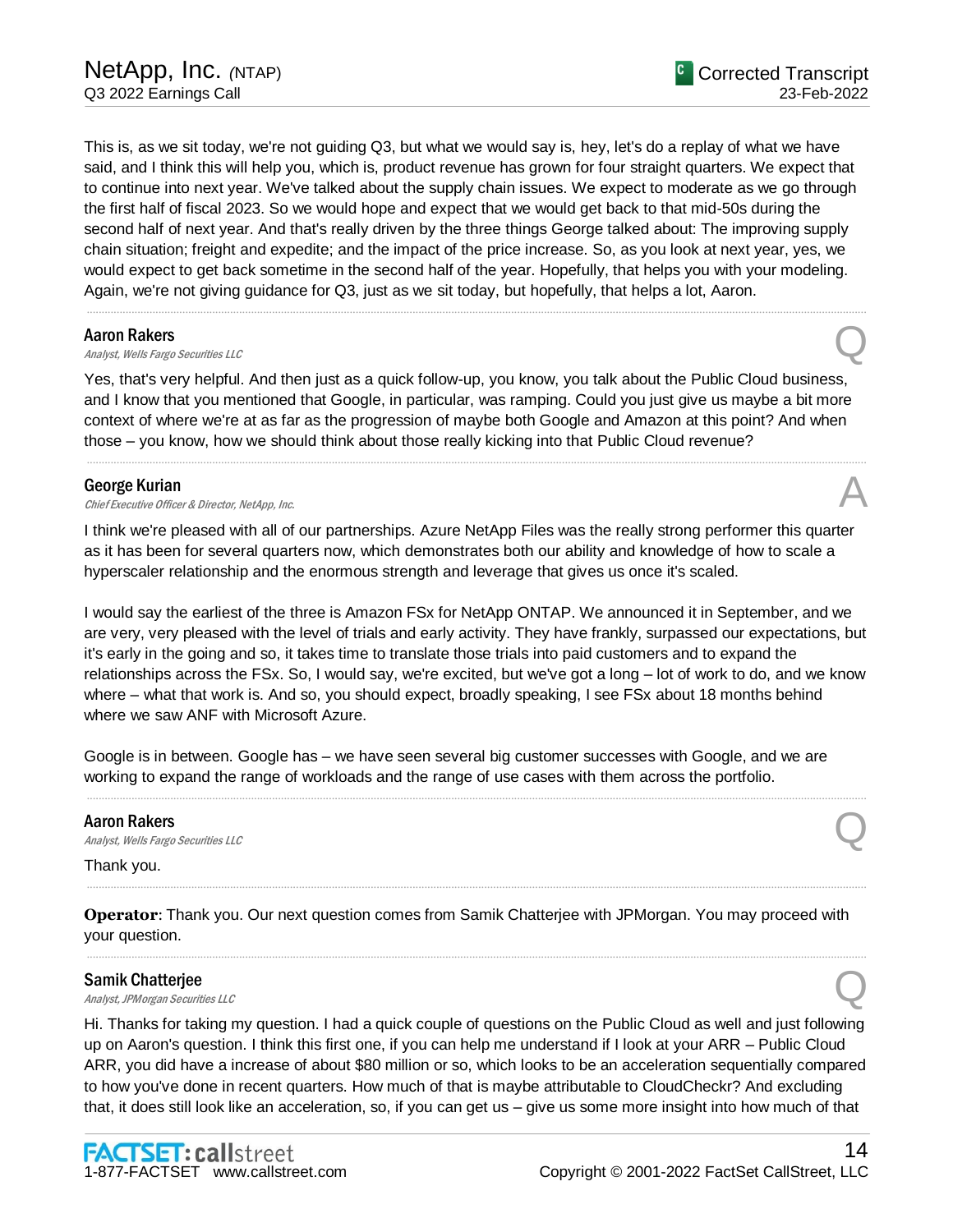This is, as we sit today, we're not guiding Q3, but what we would say is, hey, let's do a replay of what we have said, and I think this will help you, which is, product revenue has grown for four straight quarters. We expect that to continue into next year. We've talked about the supply chain issues. We expect to moderate as we go through the first half of fiscal 2023. So we would hope and expect that we would get back to that mid-50s during the second half of next year. And that's really driven by the three things George talked about: The improving supply chain situation; freight and expedite; and the impact of the price increase. So, as you look at next year, yes, we would expect to get back sometime in the second half of the year. Hopefully, that helps you with your modeling. Again, we're not giving guidance for Q3, just as we sit today, but hopefully, that helps a lot, Aaron.

---

**Aaron Rakers**
*Analyst, Wells Fargo Securities LLC* — Q

Yes, that's very helpful. And then just as a quick follow-up, you know, you talk about the Public Cloud business, and I know that you mentioned that Google, in particular, was ramping. Could you just give us maybe a bit more context of where we're at as far as the progression of maybe both Google and Amazon at this point? And when those – you know, how we should think about those really kicking into that Public Cloud revenue?

---

**George Kurian**
*Chief Executive Officer & Director, NetApp, Inc.* — A

I think we're pleased with all of our partnerships. Azure NetApp Files was the really strong performer this quarter as it has been for several quarters now, which demonstrates both our ability and knowledge of how to scale a hyperscaler relationship and the enormous strength and leverage that gives us once it's scaled.

I would say the earliest of the three is Amazon FSx for NetApp ONTAP. We announced it in September, and we are very, very pleased with the level of trials and early activity. They have frankly, surpassed our expectations, but it's early in the going and so, it takes time to translate those trials into paid customers and to expand the relationships across the FSx. So, I would say, we're excited, but we've got a long – lot of work to do, and we know where – what that work is. And so, you should expect, broadly speaking, I see FSx about 18 months behind where we saw ANF with Microsoft Azure.

Google is in between. Google has – we have seen several big customer successes with Google, and we are working to expand the range of workloads and the range of use cases with them across the portfolio.

---

**Aaron Rakers**
*Analyst, Wells Fargo Securities LLC* — Q

Thank you.

---

**Operator**: Thank you. Our next question comes from Samik Chatterjee with JPMorgan. You may proceed with your question.

---

**Samik Chatterjee**
*Analyst, JPMorgan Securities LLC* — Q

Hi. Thanks for taking my question. I had a quick couple of questions on the Public Cloud as well and just following up on Aaron's question. I think this first one, if you can help me understand if I look at your ARR – Public Cloud ARR, you did have a increase of about $80 million or so, which looks to be an acceleration sequentially compared to how you've done in recent quarters. How much of that is maybe attributable to CloudCheckr? And excluding that, it does still look like an acceleration, so, if you can get us – give us some more insight into how much of that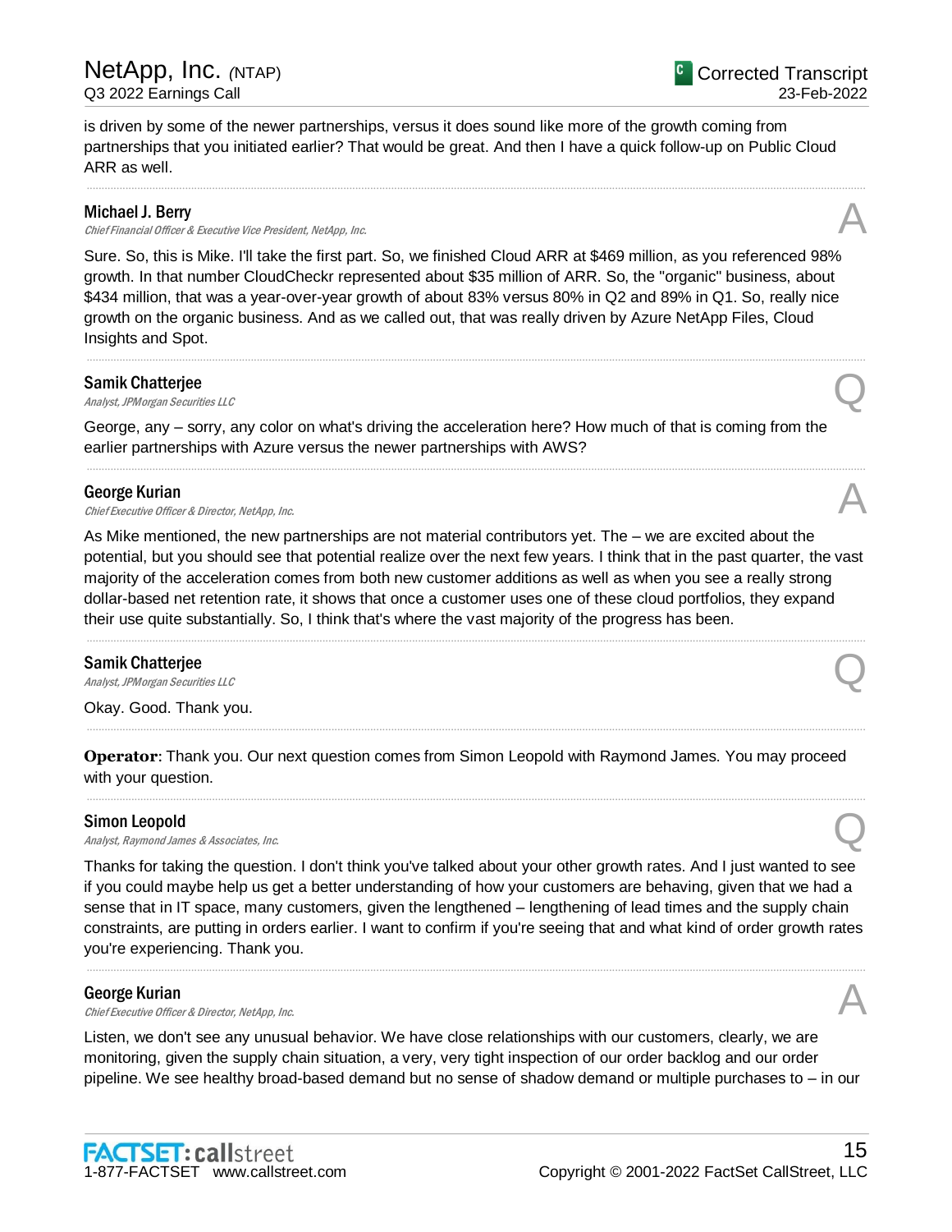is driven by some of the newer partnerships, versus it does sound like more of the growth coming from partnerships that you initiated earlier? That would be great. And then I have a quick follow-up on Public Cloud ARR as well.

---

**Michael J. Berry**
*Chief Financial Officer & Executive Vice President, NetApp, Inc.*

A

Sure. So, this is Mike. I'll take the first part. So, we finished Cloud ARR at $469 million, as you referenced 98% growth. In that number CloudCheckr represented about $35 million of ARR. So, the "organic" business, about $434 million, that was a year-over-year growth of about 83% versus 80% in Q2 and 89% in Q1. So, really nice growth on the organic business. And as we called out, that was really driven by Azure NetApp Files, Cloud Insights and Spot.

---

**Samik Chatterjee**
*Analyst, JPMorgan Securities LLC*

Q

George, any – sorry, any color on what's driving the acceleration here? How much of that is coming from the earlier partnerships with Azure versus the newer partnerships with AWS?

---

**George Kurian**
*Chief Executive Officer & Director, NetApp, Inc.*

A

As Mike mentioned, the new partnerships are not material contributors yet. The – we are excited about the potential, but you should see that potential realize over the next few years. I think that in the past quarter, the vast majority of the acceleration comes from both new customer additions as well as when you see a really strong dollar-based net retention rate, it shows that once a customer uses one of these cloud portfolios, they expand their use quite substantially. So, I think that's where the vast majority of the progress has been.

---

**Samik Chatterjee**
*Analyst, JPMorgan Securities LLC*

Q

Okay. Good. Thank you.

---

**Operator**: Thank you. Our next question comes from Simon Leopold with Raymond James. You may proceed with your question.

---

**Simon Leopold**
*Analyst, Raymond James & Associates, Inc.*

Q

Thanks for taking the question. I don't think you've talked about your other growth rates. And I just wanted to see if you could maybe help us get a better understanding of how your customers are behaving, given that we had a sense that in IT space, many customers, given the lengthened – lengthening of lead times and the supply chain constraints, are putting in orders earlier. I want to confirm if you're seeing that and what kind of order growth rates you're experiencing. Thank you.

---

**George Kurian**
*Chief Executive Officer & Director, NetApp, Inc.*

A

Listen, we don't see any unusual behavior. We have close relationships with our customers, clearly, we are monitoring, given the supply chain situation, a very, very tight inspection of our order backlog and our order pipeline. We see healthy broad-based demand but no sense of shadow demand or multiple purchases to – in our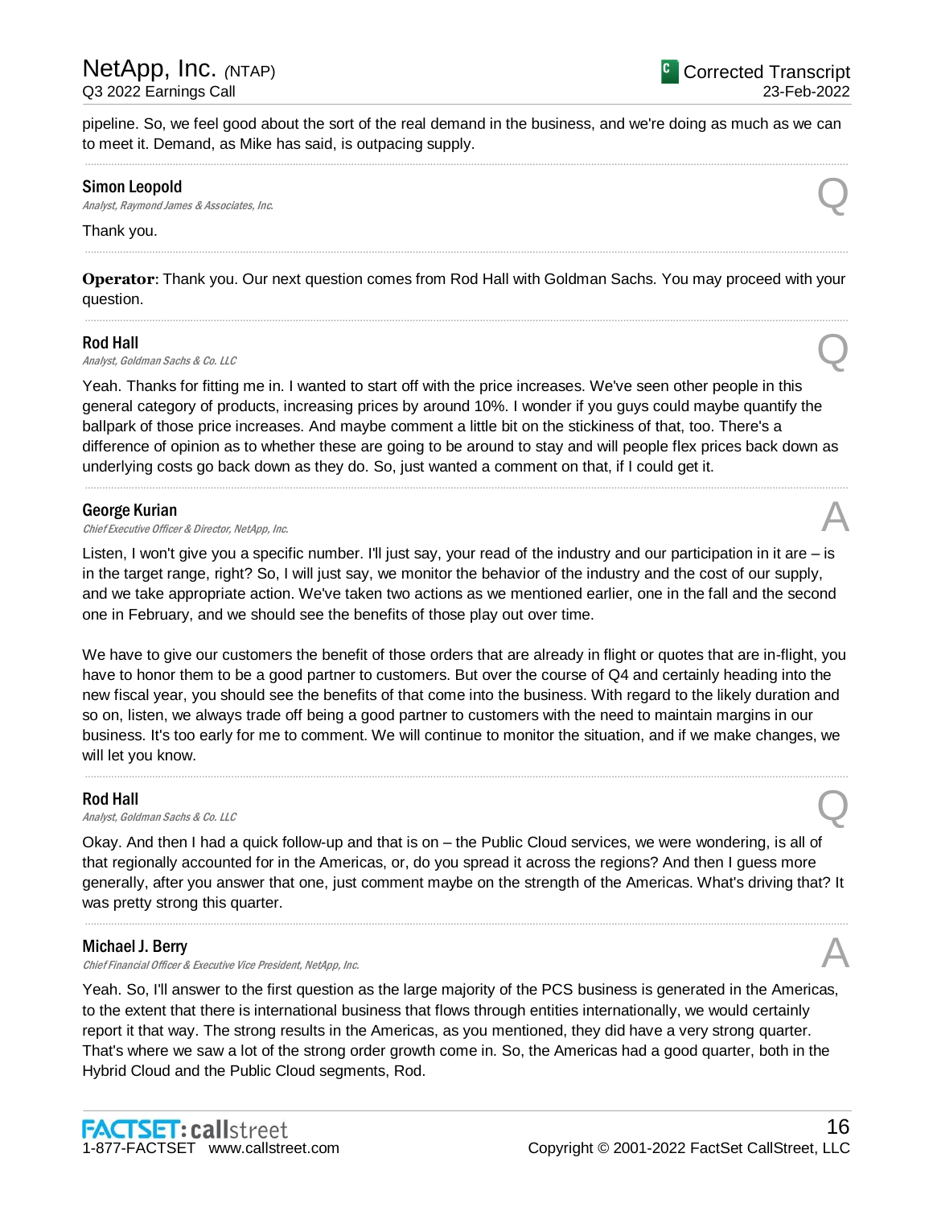pipeline. So, we feel good about the sort of the real demand in the business, and we're doing as much as we can to meet it. Demand, as Mike has said, is outpacing supply.

---

**Simon Leopold**
*Analyst, Raymond James & Associates, Inc.* **Q**

Thank you.

---

**Operator**: Thank you. Our next question comes from Rod Hall with Goldman Sachs. You may proceed with your question.

---

**Rod Hall**
*Analyst, Goldman Sachs & Co. LLC* **Q**

Yeah. Thanks for fitting me in. I wanted to start off with the price increases. We've seen other people in this general category of products, increasing prices by around 10%. I wonder if you guys could maybe quantify the ballpark of those price increases. And maybe comment a little bit on the stickiness of that, too. There's a difference of opinion as to whether these are going to be around to stay and will people flex prices back down as underlying costs go back down as they do. So, just wanted a comment on that, if I could get it.

---

**George Kurian**
*Chief Executive Officer & Director, NetApp, Inc.* **A**

Listen, I won't give you a specific number. I'll just say, your read of the industry and our participation in it are – is in the target range, right? So, I will just say, we monitor the behavior of the industry and the cost of our supply, and we take appropriate action. We've taken two actions as we mentioned earlier, one in the fall and the second one in February, and we should see the benefits of those play out over time.

We have to give our customers the benefit of those orders that are already in flight or quotes that are in-flight, you have to honor them to be a good partner to customers. But over the course of Q4 and certainly heading into the new fiscal year, you should see the benefits of that come into the business. With regard to the likely duration and so on, listen, we always trade off being a good partner to customers with the need to maintain margins in our business. It's too early for me to comment. We will continue to monitor the situation, and if we make changes, we will let you know.

---

**Rod Hall**
*Analyst, Goldman Sachs & Co. LLC* **Q**

Okay. And then I had a quick follow-up and that is on – the Public Cloud services, we were wondering, is all of that regionally accounted for in the Americas, or, do you spread it across the regions? And then I guess more generally, after you answer that one, just comment maybe on the strength of the Americas. What's driving that? It was pretty strong this quarter.

---

**Michael J. Berry**
*Chief Financial Officer & Executive Vice President, NetApp, Inc.* **A**

Yeah. So, I'll answer to the first question as the large majority of the PCS business is generated in the Americas, to the extent that there is international business that flows through entities internationally, we would certainly report it that way. The strong results in the Americas, as you mentioned, they did have a very strong quarter. That's where we saw a lot of the strong order growth come in. So, the Americas had a good quarter, both in the Hybrid Cloud and the Public Cloud segments, Rod.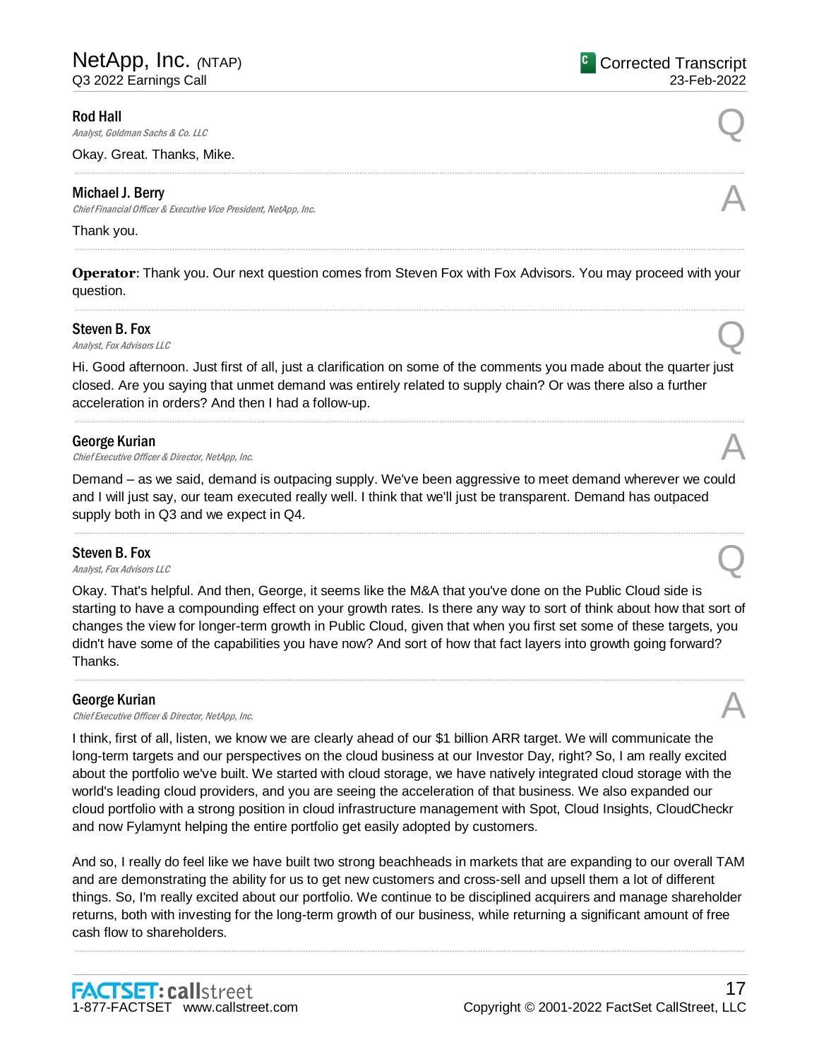**Rod Hall**
*Analyst, Goldman Sachs & Co. LLC*

Q

Okay. Great. Thanks, Mike.

---

**Michael J. Berry**
*Chief Financial Officer & Executive Vice President, NetApp, Inc.*

A

Thank you.

---

**Operator**: Thank you. Our next question comes from Steven Fox with Fox Advisors. You may proceed with your question.

---

**Steven B. Fox**
*Analyst, Fox Advisors LLC*

Q

Hi. Good afternoon. Just first of all, just a clarification on some of the comments you made about the quarter just closed. Are you saying that unmet demand was entirely related to supply chain? Or was there also a further acceleration in orders? And then I had a follow-up.

---

**George Kurian**
*Chief Executive Officer & Director, NetApp, Inc.*

A

Demand – as we said, demand is outpacing supply. We've been aggressive to meet demand wherever we could and I will just say, our team executed really well. I think that we'll just be transparent. Demand has outpaced supply both in Q3 and we expect in Q4.

---

**Steven B. Fox**
*Analyst, Fox Advisors LLC*

Q

Okay. That's helpful. And then, George, it seems like the M&A that you've done on the Public Cloud side is starting to have a compounding effect on your growth rates. Is there any way to sort of think about how that sort of changes the view for longer-term growth in Public Cloud, given that when you first set some of these targets, you didn't have some of the capabilities you have now? And sort of how that fact layers into growth going forward? Thanks.

---

**George Kurian**
*Chief Executive Officer & Director, NetApp, Inc.*

A

I think, first of all, listen, we know we are clearly ahead of our $1 billion ARR target. We will communicate the long-term targets and our perspectives on the cloud business at our Investor Day, right? So, I am really excited about the portfolio we've built. We started with cloud storage, we have natively integrated cloud storage with the world's leading cloud providers, and you are seeing the acceleration of that business. We also expanded our cloud portfolio with a strong position in cloud infrastructure management with Spot, Cloud Insights, CloudCheckr and now Fylamynt helping the entire portfolio get easily adopted by customers.

And so, I really do feel like we have built two strong beachheads in markets that are expanding to our overall TAM and are demonstrating the ability for us to get new customers and cross-sell and upsell them a lot of different things. So, I'm really excited about our portfolio. We continue to be disciplined acquirers and manage shareholder returns, both with investing for the long-term growth of our business, while returning a significant amount of free cash flow to shareholders.

---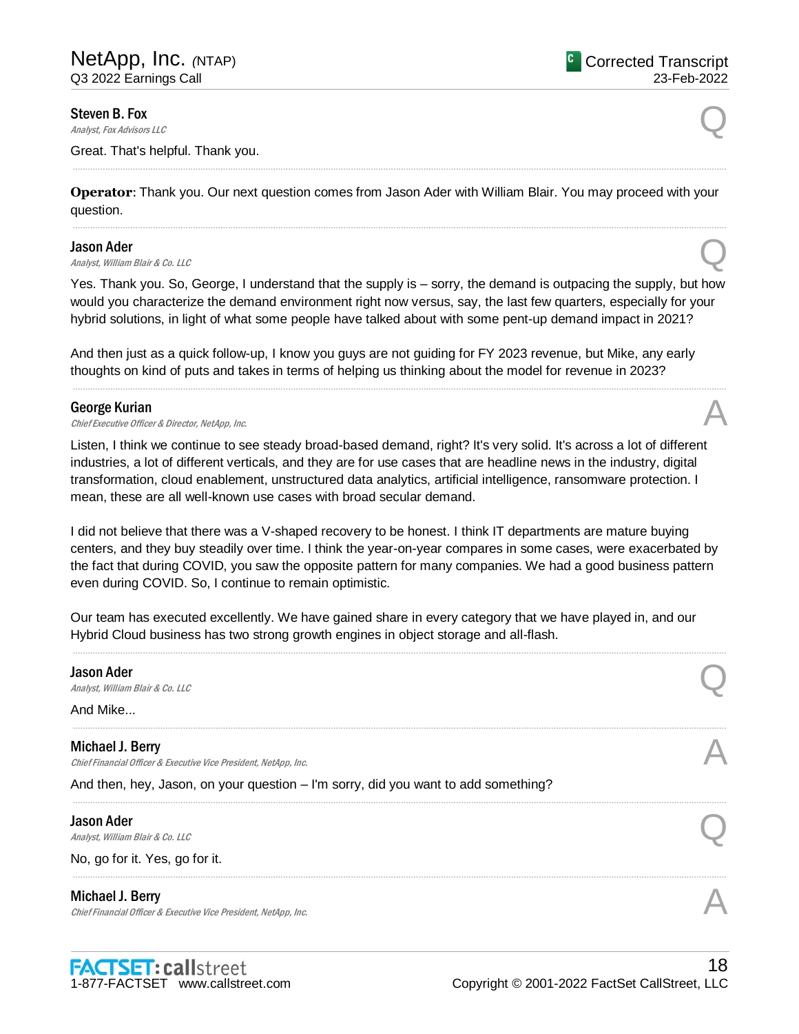**Steven B. Fox**
*Analyst, Fox Advisors LLC*

Q

Great. That's helpful. Thank you.

---

**Operator**: Thank you. Our next question comes from Jason Ader with William Blair. You may proceed with your question.

---

**Jason Ader**
*Analyst, William Blair & Co. LLC*

Q

Yes. Thank you. So, George, I understand that the supply is – sorry, the demand is outpacing the supply, but how would you characterize the demand environment right now versus, say, the last few quarters, especially for your hybrid solutions, in light of what some people have talked about with some pent-up demand impact in 2021?

And then just as a quick follow-up, I know you guys are not guiding for FY 2023 revenue, but Mike, any early thoughts on kind of puts and takes in terms of helping us thinking about the model for revenue in 2023?

---

**George Kurian**
*Chief Executive Officer & Director, NetApp, Inc.*

A

Listen, I think we continue to see steady broad-based demand, right? It's very solid. It's across a lot of different industries, a lot of different verticals, and they are for use cases that are headline news in the industry, digital transformation, cloud enablement, unstructured data analytics, artificial intelligence, ransomware protection. I mean, these are all well-known use cases with broad secular demand.

I did not believe that there was a V-shaped recovery to be honest. I think IT departments are mature buying centers, and they buy steadily over time. I think the year-on-year compares in some cases, were exacerbated by the fact that during COVID, you saw the opposite pattern for many companies. We had a good business pattern even during COVID. So, I continue to remain optimistic.

Our team has executed excellently. We have gained share in every category that we have played in, and our Hybrid Cloud business has two strong growth engines in object storage and all-flash.

---

**Jason Ader**
*Analyst, William Blair & Co. LLC*

Q

And Mike...

---

**Michael J. Berry**
*Chief Financial Officer & Executive Vice President, NetApp, Inc.*

A

And then, hey, Jason, on your question – I'm sorry, did you want to add something?

---

**Jason Ader**
*Analyst, William Blair & Co. LLC*

Q

No, go for it. Yes, go for it.

---

**Michael J. Berry**
*Chief Financial Officer & Executive Vice President, NetApp, Inc.*

A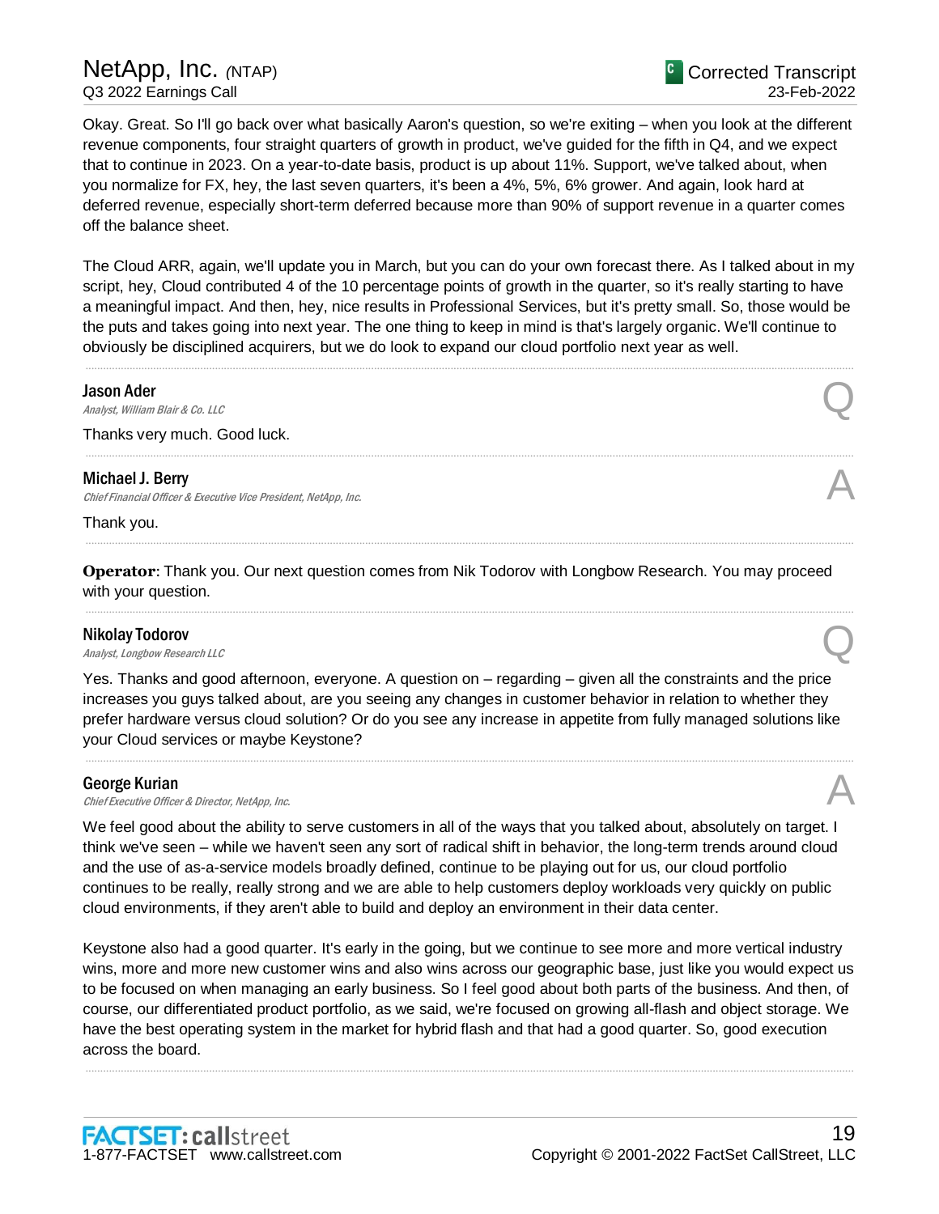Okay. Great. So I'll go back over what basically Aaron's question, so we're exiting – when you look at the different revenue components, four straight quarters of growth in product, we've guided for the fifth in Q4, and we expect that to continue in 2023. On a year-to-date basis, product is up about 11%. Support, we've talked about, when you normalize for FX, hey, the last seven quarters, it's been a 4%, 5%, 6% grower. And again, look hard at deferred revenue, especially short-term deferred because more than 90% of support revenue in a quarter comes off the balance sheet.

The Cloud ARR, again, we'll update you in March, but you can do your own forecast there. As I talked about in my script, hey, Cloud contributed 4 of the 10 percentage points of growth in the quarter, so it's really starting to have a meaningful impact. And then, hey, nice results in Professional Services, but it's pretty small. So, those would be the puts and takes going into next year. The one thing to keep in mind is that's largely organic. We'll continue to obviously be disciplined acquirers, but we do look to expand our cloud portfolio next year as well.

---

**Jason Ader**
*Analyst, William Blair & Co. LLC* — Q

Thanks very much. Good luck.

---

**Michael J. Berry**
*Chief Financial Officer & Executive Vice President, NetApp, Inc.* — A

Thank you.

---

**Operator**: Thank you. Our next question comes from Nik Todorov with Longbow Research. You may proceed with your question.

---

**Nikolay Todorov**
*Analyst, Longbow Research LLC* — Q

Yes. Thanks and good afternoon, everyone. A question on – regarding – given all the constraints and the price increases you guys talked about, are you seeing any changes in customer behavior in relation to whether they prefer hardware versus cloud solution? Or do you see any increase in appetite from fully managed solutions like your Cloud services or maybe Keystone?

---

**George Kurian**
*Chief Executive Officer & Director, NetApp, Inc.* — A

We feel good about the ability to serve customers in all of the ways that you talked about, absolutely on target. I think we've seen – while we haven't seen any sort of radical shift in behavior, the long-term trends around cloud and the use of as-a-service models broadly defined, continue to be playing out for us, our cloud portfolio continues to be really, really strong and we are able to help customers deploy workloads very quickly on public cloud environments, if they aren't able to build and deploy an environment in their data center.

Keystone also had a good quarter. It's early in the going, but we continue to see more and more vertical industry wins, more and more new customer wins and also wins across our geographic base, just like you would expect us to be focused on when managing an early business. So I feel good about both parts of the business. And then, of course, our differentiated product portfolio, as we said, we're focused on growing all-flash and object storage. We have the best operating system in the market for hybrid flash and that had a good quarter. So, good execution across the board.

---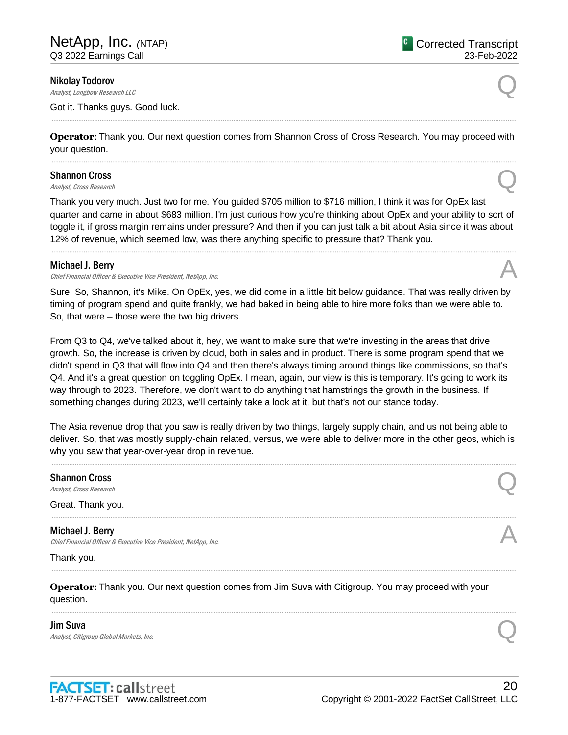**Nikolay Todorov**
*Analyst, Longbow Research LLC* Q

Got it. Thanks guys. Good luck.

---

**Operator**: Thank you. Our next question comes from Shannon Cross of Cross Research. You may proceed with your question.

---

**Shannon Cross**
*Analyst, Cross Research* Q

Thank you very much. Just two for me. You guided $705 million to $716 million, I think it was for OpEx last quarter and came in about $683 million. I'm just curious how you're thinking about OpEx and your ability to sort of toggle it, if gross margin remains under pressure? And then if you can just talk a bit about Asia since it was about 12% of revenue, which seemed low, was there anything specific to pressure that? Thank you.

---

**Michael J. Berry**
*Chief Financial Officer & Executive Vice President, NetApp, Inc.* A

Sure. So, Shannon, it's Mike. On OpEx, yes, we did come in a little bit below guidance. That was really driven by timing of program spend and quite frankly, we had baked in being able to hire more folks than we were able to. So, that were – those were the two big drivers.

From Q3 to Q4, we've talked about it, hey, we want to make sure that we're investing in the areas that drive growth. So, the increase is driven by cloud, both in sales and in product. There is some program spend that we didn't spend in Q3 that will flow into Q4 and then there's always timing around things like commissions, so that's Q4. And it's a great question on toggling OpEx. I mean, again, our view is this is temporary. It's going to work its way through to 2023. Therefore, we don't want to do anything that hamstrings the growth in the business. If something changes during 2023, we'll certainly take a look at it, but that's not our stance today.

The Asia revenue drop that you saw is really driven by two things, largely supply chain, and us not being able to deliver. So, that was mostly supply-chain related, versus, we were able to deliver more in the other geos, which is why you saw that year-over-year drop in revenue.

---

**Shannon Cross**
*Analyst, Cross Research* Q

Great. Thank you.

---

**Michael J. Berry**
*Chief Financial Officer & Executive Vice President, NetApp, Inc.* A

Thank you.

---

**Operator**: Thank you. Our next question comes from Jim Suva with Citigroup. You may proceed with your question.

---

**Jim Suva**
*Analyst, Citigroup Global Markets, Inc.* Q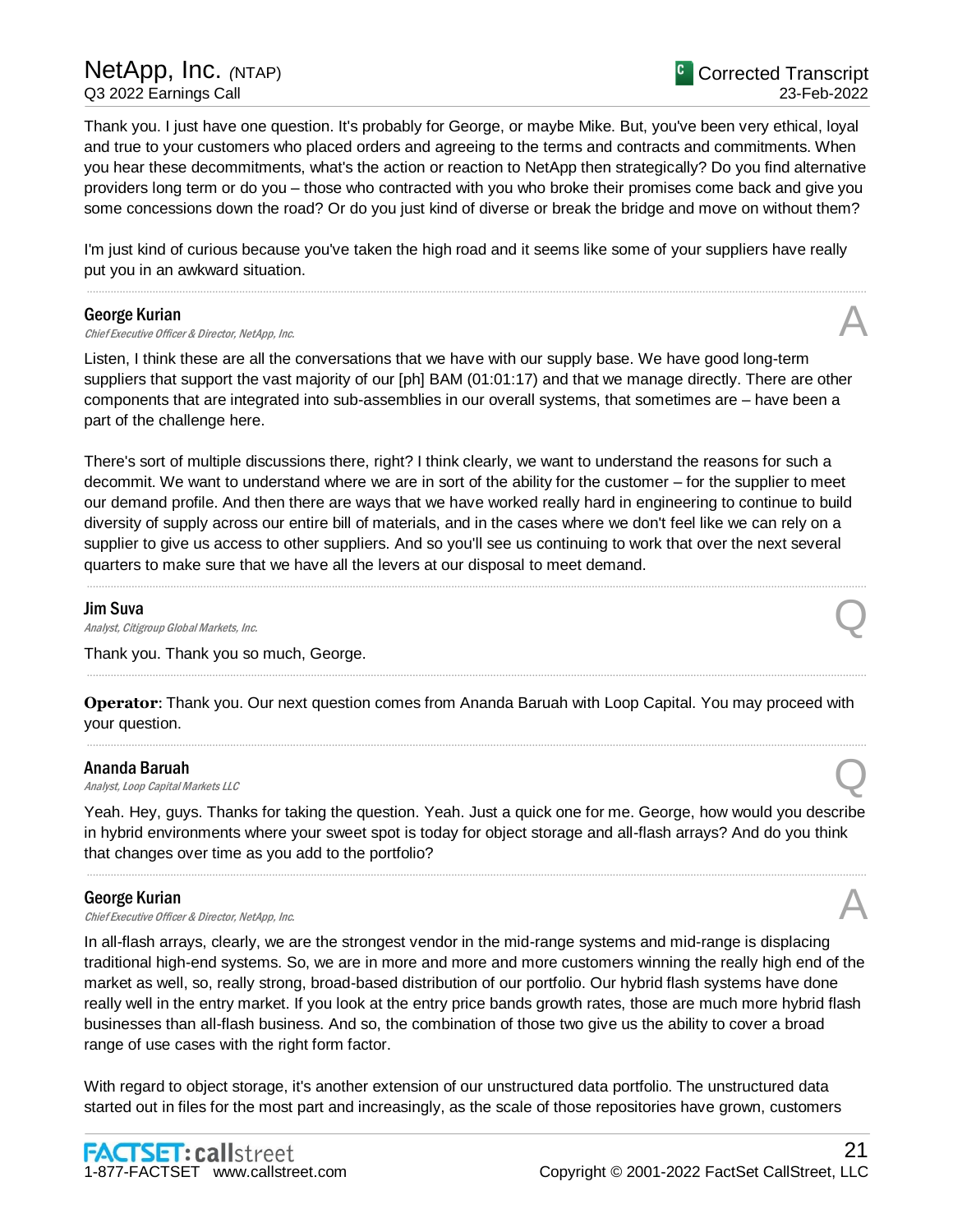Thank you. I just have one question. It's probably for George, or maybe Mike. But, you've been very ethical, loyal and true to your customers who placed orders and agreeing to the terms and contracts and commitments. When you hear these decommitments, what's the action or reaction to NetApp then strategically? Do you find alternative providers long term or do you – those who contracted with you who broke their promises come back and give you some concessions down the road? Or do you just kind of diverse or break the bridge and move on without them?

I'm just kind of curious because you've taken the high road and it seems like some of your suppliers have really put you in an awkward situation.

---

**George Kurian**
*Chief Executive Officer & Director, NetApp, Inc.*

A

Listen, I think these are all the conversations that we have with our supply base. We have good long-term suppliers that support the vast majority of our [ph] BAM (01:01:17) and that we manage directly. There are other components that are integrated into sub-assemblies in our overall systems, that sometimes are – have been a part of the challenge here.

There's sort of multiple discussions there, right? I think clearly, we want to understand the reasons for such a decommit. We want to understand where we are in sort of the ability for the customer – for the supplier to meet our demand profile. And then there are ways that we have worked really hard in engineering to continue to build diversity of supply across our entire bill of materials, and in the cases where we don't feel like we can rely on a supplier to give us access to other suppliers. And so you'll see us continuing to work that over the next several quarters to make sure that we have all the levers at our disposal to meet demand.

---

**Jim Suva**
*Analyst, Citigroup Global Markets, Inc.*

Q

Thank you. Thank you so much, George.

---

**Operator**: Thank you. Our next question comes from Ananda Baruah with Loop Capital. You may proceed with your question.

---

**Ananda Baruah**
*Analyst, Loop Capital Markets LLC*

Q

Yeah. Hey, guys. Thanks for taking the question. Yeah. Just a quick one for me. George, how would you describe in hybrid environments where your sweet spot is today for object storage and all-flash arrays? And do you think that changes over time as you add to the portfolio?

---

**George Kurian**
*Chief Executive Officer & Director, NetApp, Inc.*

A

In all-flash arrays, clearly, we are the strongest vendor in the mid-range systems and mid-range is displacing traditional high-end systems. So, we are in more and more and more customers winning the really high end of the market as well, so, really strong, broad-based distribution of our portfolio. Our hybrid flash systems have done really well in the entry market. If you look at the entry price bands growth rates, those are much more hybrid flash businesses than all-flash business. And so, the combination of those two give us the ability to cover a broad range of use cases with the right form factor.

With regard to object storage, it's another extension of our unstructured data portfolio. The unstructured data started out in files for the most part and increasingly, as the scale of those repositories have grown, customers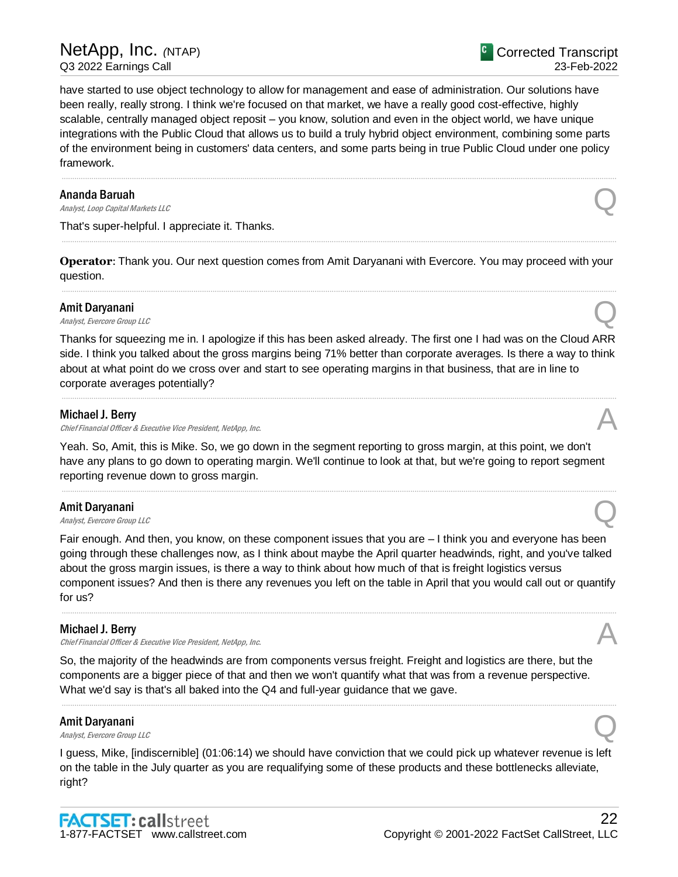have started to use object technology to allow for management and ease of administration. Our solutions have been really, really strong. I think we're focused on that market, we have a really good cost-effective, highly scalable, centrally managed object reposit – you know, solution and even in the object world, we have unique integrations with the Public Cloud that allows us to build a truly hybrid object environment, combining some parts of the environment being in customers' data centers, and some parts being in true Public Cloud under one policy framework.

---

**Ananda Baruah**
*Analyst, Loop Capital Markets LLC*

Q

That's super-helpful. I appreciate it. Thanks.

---

**Operator**: Thank you. Our next question comes from Amit Daryanani with Evercore. You may proceed with your question.

---

**Amit Daryanani**
*Analyst, Evercore Group LLC*

Q

Thanks for squeezing me in. I apologize if this has been asked already. The first one I had was on the Cloud ARR side. I think you talked about the gross margins being 71% better than corporate averages. Is there a way to think about at what point do we cross over and start to see operating margins in that business, that are in line to corporate averages potentially?

---

**Michael J. Berry**
*Chief Financial Officer & Executive Vice President, NetApp, Inc.*

A

Yeah. So, Amit, this is Mike. So, we go down in the segment reporting to gross margin, at this point, we don't have any plans to go down to operating margin. We'll continue to look at that, but we're going to report segment reporting revenue down to gross margin.

---

**Amit Daryanani**
*Analyst, Evercore Group LLC*

Q

Fair enough. And then, you know, on these component issues that you are – I think you and everyone has been going through these challenges now, as I think about maybe the April quarter headwinds, right, and you've talked about the gross margin issues, is there a way to think about how much of that is freight logistics versus component issues? And then is there any revenues you left on the table in April that you would call out or quantify for us?

---

**Michael J. Berry**
*Chief Financial Officer & Executive Vice President, NetApp, Inc.*

A

So, the majority of the headwinds are from components versus freight. Freight and logistics are there, but the components are a bigger piece of that and then we won't quantify what that was from a revenue perspective. What we'd say is that's all baked into the Q4 and full-year guidance that we gave.

---

**Amit Daryanani**
*Analyst, Evercore Group LLC*

Q

I guess, Mike, [indiscernible] (01:06:14) we should have conviction that we could pick up whatever revenue is left on the table in the July quarter as you are requalifying some of these products and these bottlenecks alleviate, right?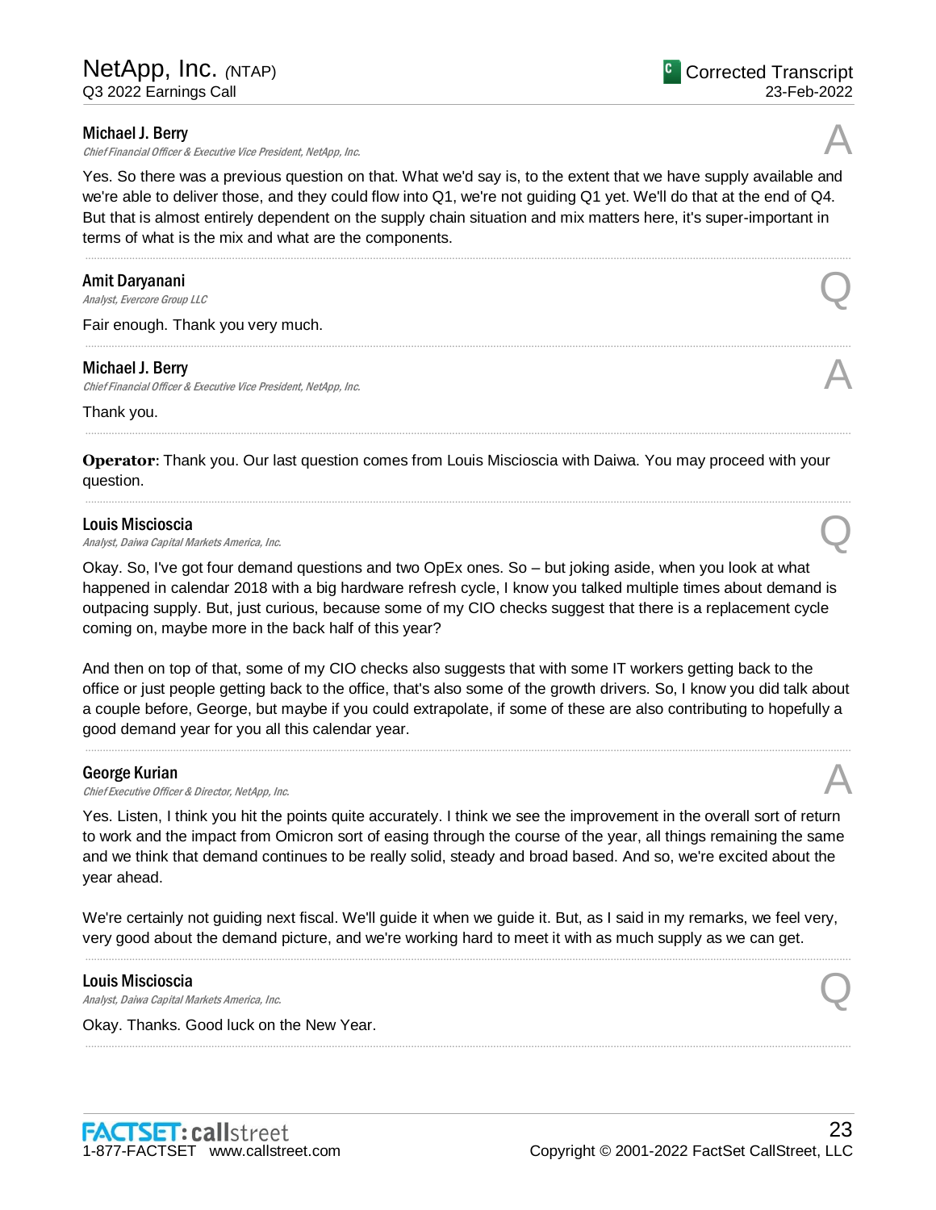**Michael J. Berry**
*Chief Financial Officer & Executive Vice President, NetApp, Inc.*

A

Yes. So there was a previous question on that. What we'd say is, to the extent that we have supply available and we're able to deliver those, and they could flow into Q1, we're not guiding Q1 yet. We'll do that at the end of Q4. But that is almost entirely dependent on the supply chain situation and mix matters here, it's super-important in terms of what is the mix and what are the components.

---

**Amit Daryanani**
*Analyst, Evercore Group LLC*

Q

Fair enough. Thank you very much.

---

**Michael J. Berry**
*Chief Financial Officer & Executive Vice President, NetApp, Inc.*

A

Thank you.

---

**Operator**: Thank you. Our last question comes from Louis Miscioscia with Daiwa. You may proceed with your question.

---

**Louis Miscioscia**
*Analyst, Daiwa Capital Markets America, Inc.*

Q

Okay. So, I've got four demand questions and two OpEx ones. So – but joking aside, when you look at what happened in calendar 2018 with a big hardware refresh cycle, I know you talked multiple times about demand is outpacing supply. But, just curious, because some of my CIO checks suggest that there is a replacement cycle coming on, maybe more in the back half of this year?

And then on top of that, some of my CIO checks also suggests that with some IT workers getting back to the office or just people getting back to the office, that's also some of the growth drivers. So, I know you did talk about a couple before, George, but maybe if you could extrapolate, if some of these are also contributing to hopefully a good demand year for you all this calendar year.

---

**George Kurian**
*Chief Executive Officer & Director, NetApp, Inc.*

A

Yes. Listen, I think you hit the points quite accurately. I think we see the improvement in the overall sort of return to work and the impact from Omicron sort of easing through the course of the year, all things remaining the same and we think that demand continues to be really solid, steady and broad based. And so, we're excited about the year ahead.

We're certainly not guiding next fiscal. We'll guide it when we guide it. But, as I said in my remarks, we feel very, very good about the demand picture, and we're working hard to meet it with as much supply as we can get.

---

**Louis Miscioscia**
*Analyst, Daiwa Capital Markets America, Inc.*

Q

Okay. Thanks. Good luck on the New Year.

---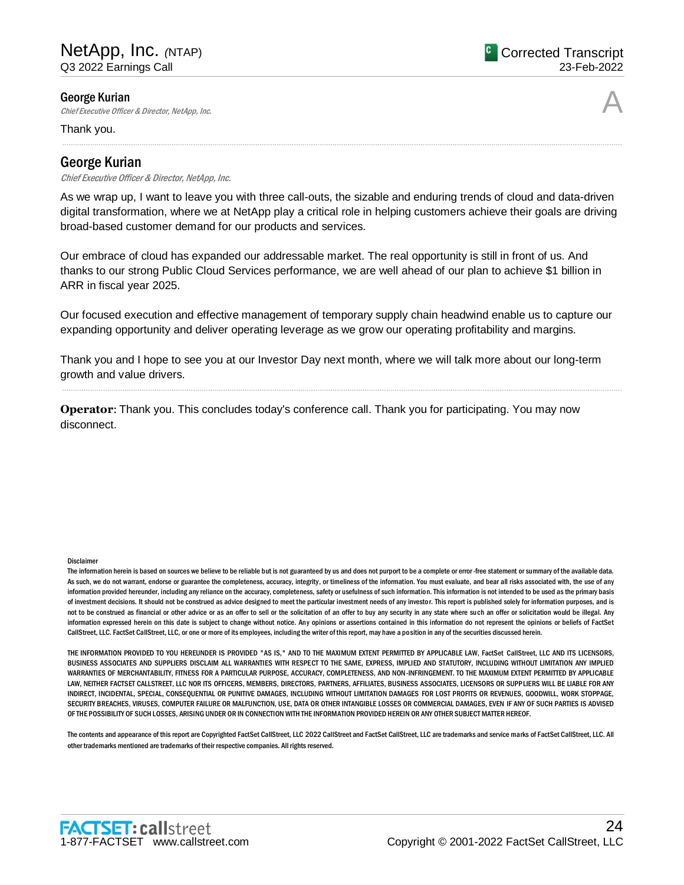**George Kurian**
*Chief Executive Officer & Director, NetApp, Inc.*

A

Thank you.

---

## George Kurian

*Chief Executive Officer & Director, NetApp, Inc.*

As we wrap up, I want to leave you with three call-outs, the sizable and enduring trends of cloud and data-driven digital transformation, where we at NetApp play a critical role in helping customers achieve their goals are driving broad-based customer demand for our products and services.

Our embrace of cloud has expanded our addressable market. The real opportunity is still in front of us. And thanks to our strong Public Cloud Services performance, we are well ahead of our plan to achieve $1 billion in ARR in fiscal year 2025.

Our focused execution and effective management of temporary supply chain headwind enable us to capture our expanding opportunity and deliver operating leverage as we grow our operating profitability and margins.

Thank you and I hope to see you at our Investor Day next month, where we will talk more about our long-term growth and value drivers.

---

**Operator**: Thank you. This concludes today's conference call. Thank you for participating. You may now disconnect.

Disclaimer

The information herein is based on sources we believe to be reliable but is not guaranteed by us and does not purport to be a complete or error-free statement or summary of the available data. As such, we do not warrant, endorse or guarantee the completeness, accuracy, integrity, or timeliness of the information. You must evaluate, and bear all risks associated with, the use of any information provided hereunder, including any reliance on the accuracy, completeness, safety or usefulness of such information. This information is not intended to be used as the primary basis of investment decisions. It should not be construed as advice designed to meet the particular investment needs of any investor. This report is published solely for information purposes, and is not to be construed as financial or other advice or as an offer to sell or the solicitation of an offer to buy any security in any state where such an offer or solicitation would be illegal. Any information expressed herein on this date is subject to change without notice. Any opinions or assertions contained in this information do not represent the opinions or beliefs of FactSet CallStreet, LLC. FactSet CallStreet, LLC, or one or more of its employees, including the writer of this report, may have a position in any of the securities discussed herein.

THE INFORMATION PROVIDED TO YOU HEREUNDER IS PROVIDED "AS IS," AND TO THE MAXIMUM EXTENT PERMITTED BY APPLICABLE LAW, FactSet CallStreet, LLC AND ITS LICENSORS, BUSINESS ASSOCIATES AND SUPPLIERS DISCLAIM ALL WARRANTIES WITH RESPECT TO THE SAME, EXPRESS, IMPLIED AND STATUTORY, INCLUDING WITHOUT LIMITATION ANY IMPLIED WARRANTIES OF MERCHANTABILITY, FITNESS FOR A PARTICULAR PURPOSE, ACCURACY, COMPLETENESS, AND NON-INFRINGEMENT. TO THE MAXIMUM EXTENT PERMITTED BY APPLICABLE LAW, NEITHER FACTSET CALLSTREET, LLC NOR ITS OFFICERS, MEMBERS, DIRECTORS, PARTNERS, AFFILIATES, BUSINESS ASSOCIATES, LICENSORS OR SUPPLIERS WILL BE LIABLE FOR ANY INDIRECT, INCIDENTAL, SPECIAL, CONSEQUENTIAL OR PUNITIVE DAMAGES, INCLUDING WITHOUT LIMITATION DAMAGES FOR LOST PROFITS OR REVENUES, GOODWILL, WORK STOPPAGE, SECURITY BREACHES, VIRUSES, COMPUTER FAILURE OR MALFUNCTION, USE, DATA OR OTHER INTANGIBLE LOSSES OR COMMERCIAL DAMAGES, EVEN IF ANY OF SUCH PARTIES IS ADVISED OF THE POSSIBILITY OF SUCH LOSSES, ARISING UNDER OR IN CONNECTION WITH THE INFORMATION PROVIDED HEREIN OR ANY OTHER SUBJECT MATTER HEREOF.

The contents and appearance of this report are Copyrighted FactSet CallStreet, LLC 2022 CallStreet and FactSet CallStreet, LLC are trademarks and service marks of FactSet CallStreet, LLC. All other trademarks mentioned are trademarks of their respective companies. All rights reserved.